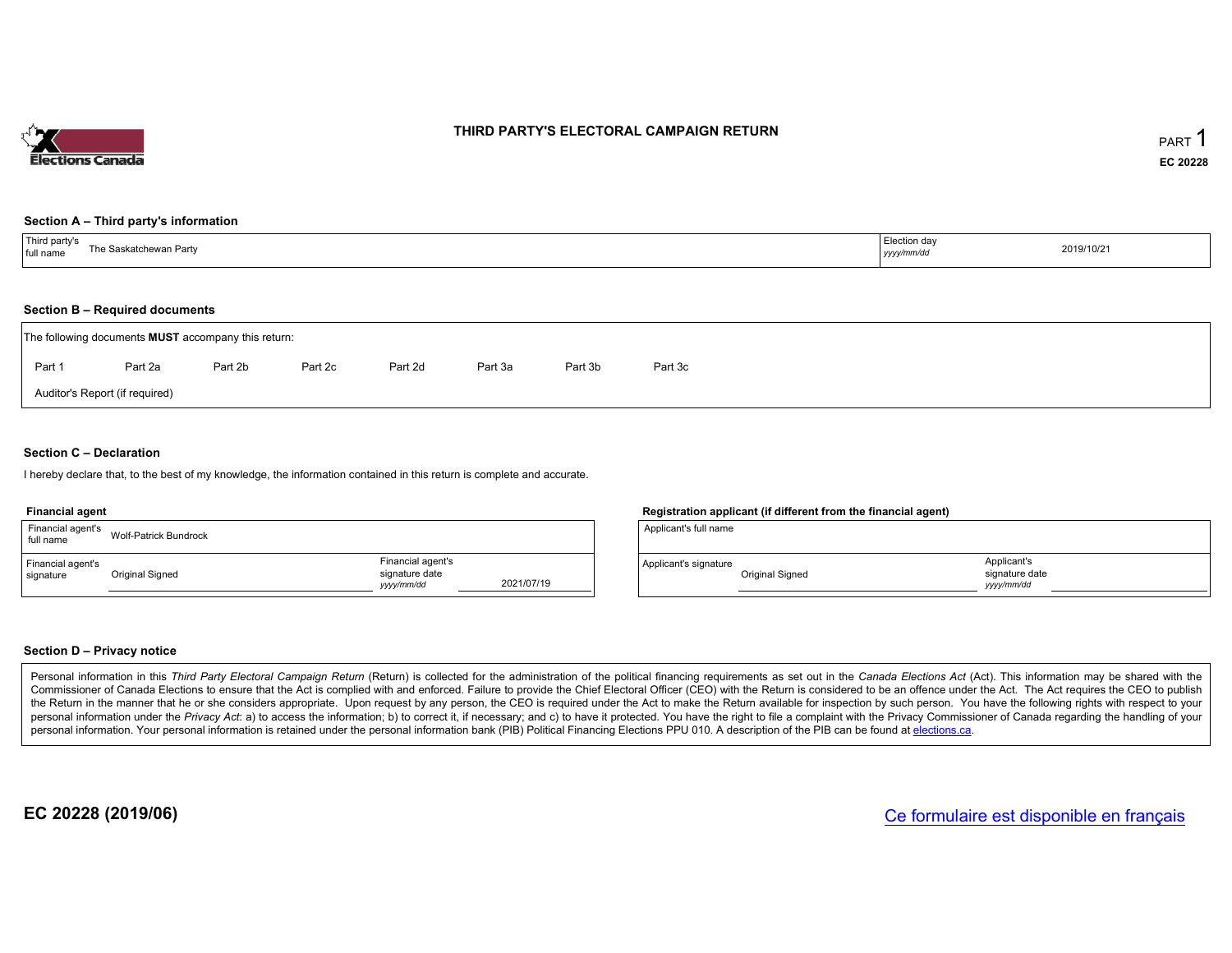# THIRD PARTY'S ELECTORAL CAMPAIGN RETURN

PART 1

**EC 20228**

## Section A – Third party's information

| Third party's full name | The Saskatchewan Party | Election day *yyyy/mm/dd* | 2019/10/21 |
|---|---|---|---|

## Section B – Required documents

The following documents **MUST** accompany this return:

Part 1 &nbsp; Part 2a &nbsp; Part 2b &nbsp; Part 2c &nbsp; Part 2d &nbsp; Part 3a &nbsp; Part 3b &nbsp; Part 3c

Auditor's Report (if required)

## Section C – Declaration

I hereby declare that, to the best of my knowledge, the information contained in this return is complete and accurate.

**Financial agent**

| Financial agent's full name | Wolf-Patrick Bundrock | | |
|---|---|---|---|
| Financial agent's signature | Original Signed | Financial agent's signature date *yyyy/mm/dd* | 2021/07/19 |

**Registration applicant (if different from the financial agent)**

| Applicant's full name | | | |
|---|---|---|---|
| Applicant's signature | Original Signed | Applicant's signature date *yyyy/mm/dd* | |

## Section D – Privacy notice

Personal information in this *Third Party Electoral Campaign Return* (Return) is collected for the administration of the political financing requirements as set out in the *Canada Elections Act* (Act). This information may be shared with the Commissioner of Canada Elections to ensure that the Act is complied with and enforced. Failure to provide the Chief Electoral Officer (CEO) with the Return is considered to be an offence under the Act. The Act requires the CEO to publish the Return in the manner that he or she considers appropriate. Upon request by any person, the CEO is required under the Act to make the Return available for inspection by such person. You have the following rights with respect to your personal information under the *Privacy Act*: a) to access the information; b) to correct it, if necessary; and c) to have it protected. You have the right to file a complaint with the Privacy Commissioner of Canada regarding the handling of your personal information. Your personal information is retained under the personal information bank (PIB) Political Financing Elections PPU 010. A description of the PIB can be found at elections.ca.

**EC 20228 (2019/06)**

Ce formulaire est disponible en français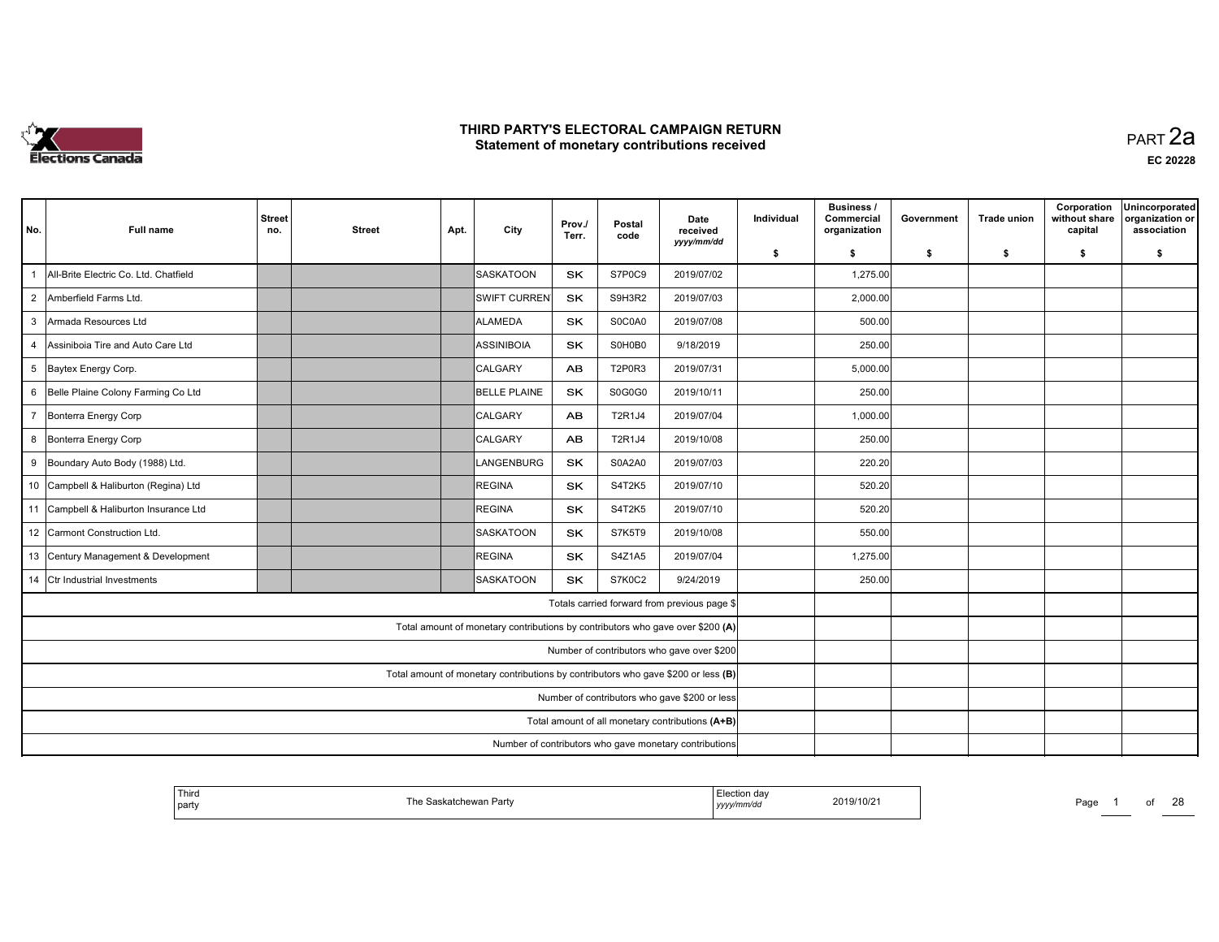# THIRD PARTY'S ELECTORAL CAMPAIGN RETURN
## Statement of monetary contributions received

PART 2a

EC 20228

| No. | Full name | Street no. | Street | Apt. | City | Prov./ Terr. | Postal code | Date received yyyy/mm/dd | Individual $ | Business / Commercial organization $ | Government $ | Trade union $ | Corporation without share capital $ | Unincorporated organization or association $ |
|---|---|---|---|---|---|---|---|---|---|---|---|---|---|---|
| 1 | All-Brite Electric Co. Ltd. Chatfield | | | | SASKATOON | SK | S7P0C9 | 2019/07/02 | | 1,275.00 | | | | |
| 2 | Amberfield Farms Ltd. | | | | SWIFT CURREN | SK | S9H3R2 | 2019/07/03 | | 2,000.00 | | | | |
| 3 | Armada Resources Ltd | | | | ALAMEDA | SK | S0C0A0 | 2019/07/08 | | 500.00 | | | | |
| 4 | Assiniboia Tire and Auto Care Ltd | | | | ASSINIBOIA | SK | S0H0B0 | 9/18/2019 | | 250.00 | | | | |
| 5 | Baytex Energy Corp. | | | | CALGARY | AB | T2P0R3 | 2019/07/31 | | 5,000.00 | | | | |
| 6 | Belle Plaine Colony Farming Co Ltd | | | | BELLE PLAINE | SK | S0G0G0 | 2019/10/11 | | 250.00 | | | | |
| 7 | Bonterra Energy Corp | | | | CALGARY | AB | T2R1J4 | 2019/07/04 | | 1,000.00 | | | | |
| 8 | Bonterra Energy Corp | | | | CALGARY | AB | T2R1J4 | 2019/10/08 | | 250.00 | | | | |
| 9 | Boundary Auto Body (1988) Ltd. | | | | LANGENBURG | SK | S0A2A0 | 2019/07/03 | | 220.20 | | | | |
| 10 | Campbell & Haliburton (Regina) Ltd | | | | REGINA | SK | S4T2K5 | 2019/07/10 | | 520.20 | | | | |
| 11 | Campbell & Haliburton Insurance Ltd | | | | REGINA | SK | S4T2K5 | 2019/07/10 | | 520.20 | | | | |
| 12 | Carmont Construction Ltd. | | | | SASKATOON | SK | S7K5T9 | 2019/10/08 | | 550.00 | | | | |
| 13 | Century Management & Development | | | | REGINA | SK | S4Z1A5 | 2019/07/04 | | 1,275.00 | | | | |
| 14 | Ctr Industrial Investments | | | | SASKATOON | SK | S7K0C2 | 9/24/2019 | | 250.00 | | | | |
| | Totals carried forward from previous page $ | | | | | | | | | | | | | |
| | Total amount of monetary contributions by contributors who gave over $200 (A) | | | | | | | | | | | | | |
| | Number of contributors who gave over $200 | | | | | | | | | | | | | |
| | Total amount of monetary contributions by contributors who gave $200 or less (B) | | | | | | | | | | | | | |
| | Number of contributors who gave $200 or less | | | | | | | | | | | | | |
| | Total amount of all monetary contributions (A+B) | | | | | | | | | | | | | |
| | Number of contributors who gave monetary contributions | | | | | | | | | | | | | |

| Third party | The Saskatchewan Party | Election day yyyy/mm/dd | 2019/10/21 |
|---|---|---|---|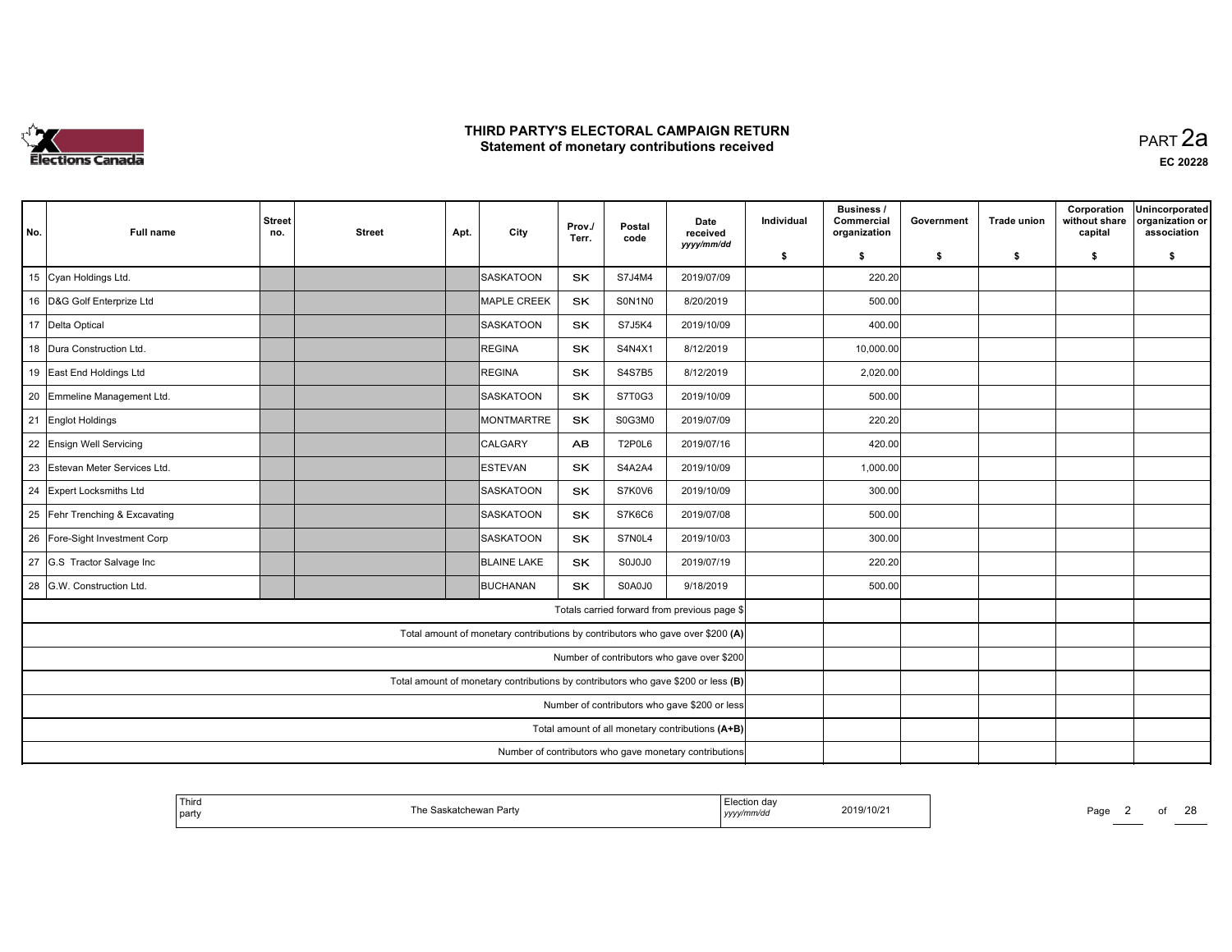# THIRD PARTY'S ELECTORAL CAMPAIGN RETURN
## Statement of monetary contributions received

PART 2a

EC 20228

| No. | Full name | Street no. | Street | Apt. | City | Prov./ Terr. | Postal code | Date received yyyy/mm/dd | Individual $ | Business / Commercial organization $ | Government $ | Trade union $ | Corporation without share capital $ | Unincorporated organization or association $ |
|---|---|---|---|---|---|---|---|---|---|---|---|---|---|---|
| 15 | Cyan Holdings Ltd. | | | | SASKATOON | SK | S7J4M4 | 2019/07/09 | | 220.20 | | | | |
| 16 | D&G Golf Enterprize Ltd | | | | MAPLE CREEK | SK | S0N1N0 | 8/20/2019 | | 500.00 | | | | |
| 17 | Delta Optical | | | | SASKATOON | SK | S7J5K4 | 2019/10/09 | | 400.00 | | | | |
| 18 | Dura Construction Ltd. | | | | REGINA | SK | S4N4X1 | 8/12/2019 | | 10,000.00 | | | | |
| 19 | East End Holdings Ltd | | | | REGINA | SK | S4S7B5 | 8/12/2019 | | 2,020.00 | | | | |
| 20 | Emmeline Management Ltd. | | | | SASKATOON | SK | S7T0G3 | 2019/10/09 | | 500.00 | | | | |
| 21 | Englot Holdings | | | | MONTMARTRE | SK | S0G3M0 | 2019/07/09 | | 220.20 | | | | |
| 22 | Ensign Well Servicing | | | | CALGARY | AB | T2P0L6 | 2019/07/16 | | 420.00 | | | | |
| 23 | Estevan Meter Services Ltd. | | | | ESTEVAN | SK | S4A2A4 | 2019/10/09 | | 1,000.00 | | | | |
| 24 | Expert Locksmiths Ltd | | | | SASKATOON | SK | S7K0V6 | 2019/10/09 | | 300.00 | | | | |
| 25 | Fehr Trenching & Excavating | | | | SASKATOON | SK | S7K6C6 | 2019/07/08 | | 500.00 | | | | |
| 26 | Fore-Sight Investment Corp | | | | SASKATOON | SK | S7N0L4 | 2019/10/03 | | 300.00 | | | | |
| 27 | G.S Tractor Salvage Inc | | | | BLAINE LAKE | SK | S0J0J0 | 2019/07/19 | | 220.20 | | | | |
| 28 | G.W. Construction Ltd. | | | | BUCHANAN | SK | S0A0J0 | 9/18/2019 | | 500.00 | | | | |
| | Totals carried forward from previous page $ | | | | | | | | | | | | | |
| | Total amount of monetary contributions by contributors who gave over $200 (A) | | | | | | | | | | | | | |
| | Number of contributors who gave over $200 | | | | | | | | | | | | | |
| | Total amount of monetary contributions by contributors who gave $200 or less (B) | | | | | | | | | | | | | |
| | Number of contributors who gave $200 or less | | | | | | | | | | | | | |
| | Total amount of all monetary contributions (A+B) | | | | | | | | | | | | | |
| | Number of contributors who gave monetary contributions | | | | | | | | | | | | | |

| Third party | The Saskatchewan Party | Election day yyyy/mm/dd | 2019/10/21 |
|---|---|---|---|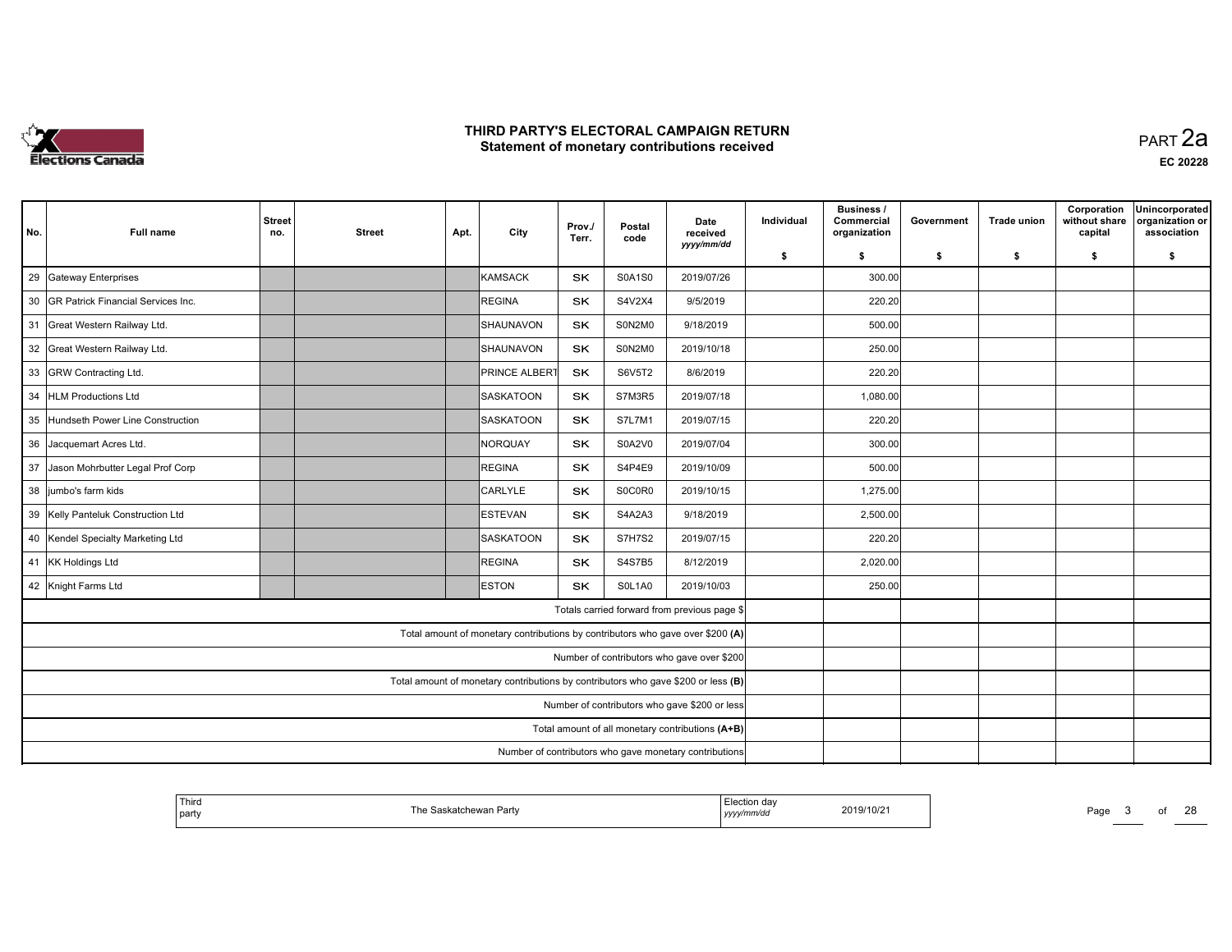# THIRD PARTY'S ELECTORAL CAMPAIGN RETURN
## Statement of monetary contributions received

PART 2a

EC 20228

| No. | Full name | Street no. | Street | Apt. | City | Prov./ Terr. | Postal code | Date received yyyy/mm/dd | Individual $ | Business / Commercial organization $ | Government $ | Trade union $ | Corporation without share capital $ | Unincorporated organization or association $ |
|---|---|---|---|---|---|---|---|---|---|---|---|---|---|---|
| 29 | Gateway Enterprises | | | | KAMSACK | SK | S0A1S0 | 2019/07/26 | | 300.00 | | | | |
| 30 | GR Patrick Financial Services Inc. | | | | REGINA | SK | S4V2X4 | 9/5/2019 | | 220.20 | | | | |
| 31 | Great Western Railway Ltd. | | | | SHAUNAVON | SK | S0N2M0 | 9/18/2019 | | 500.00 | | | | |
| 32 | Great Western Railway Ltd. | | | | SHAUNAVON | SK | S0N2M0 | 2019/10/18 | | 250.00 | | | | |
| 33 | GRW Contracting Ltd. | | | | PRINCE ALBERT | SK | S6V5T2 | 8/6/2019 | | 220.20 | | | | |
| 34 | HLM Productions Ltd | | | | SASKATOON | SK | S7M3R5 | 2019/07/18 | | 1,080.00 | | | | |
| 35 | Hundseth Power Line Construction | | | | SASKATOON | SK | S7L7M1 | 2019/07/15 | | 220.20 | | | | |
| 36 | Jacquemart Acres Ltd. | | | | NORQUAY | SK | S0A2V0 | 2019/07/04 | | 300.00 | | | | |
| 37 | Jason Mohrbutter Legal Prof Corp | | | | REGINA | SK | S4P4E9 | 2019/10/09 | | 500.00 | | | | |
| 38 | jumbo's farm kids | | | | CARLYLE | SK | S0C0R0 | 2019/10/15 | | 1,275.00 | | | | |
| 39 | Kelly Panteluk Construction Ltd | | | | ESTEVAN | SK | S4A2A3 | 9/18/2019 | | 2,500.00 | | | | |
| 40 | Kendel Specialty Marketing Ltd | | | | SASKATOON | SK | S7H7S2 | 2019/07/15 | | 220.20 | | | | |
| 41 | KK Holdings Ltd | | | | REGINA | SK | S4S7B5 | 8/12/2019 | | 2,020.00 | | | | |
| 42 | Knight Farms Ltd | | | | ESTON | SK | S0L1A0 | 2019/10/03 | | 250.00 | | | | |
| | Totals carried forward from previous page $ | | | | | | | | | | | | | |
| | Total amount of monetary contributions by contributors who gave over $200 **(A)** | | | | | | | | | | | | | |
| | Number of contributors who gave over $200 | | | | | | | | | | | | | |
| | Total amount of monetary contributions by contributors who gave $200 or less **(B)** | | | | | | | | | | | | | |
| | Number of contributors who gave $200 or less | | | | | | | | | | | | | |
| | Total amount of all monetary contributions **(A+B)** | | | | | | | | | | | | | |
| | Number of contributors who gave monetary contributions | | | | | | | | | | | | | |

| Third party | The Saskatchewan Party | Election day yyyy/mm/dd | 2019/10/21 |
|---|---|---|---|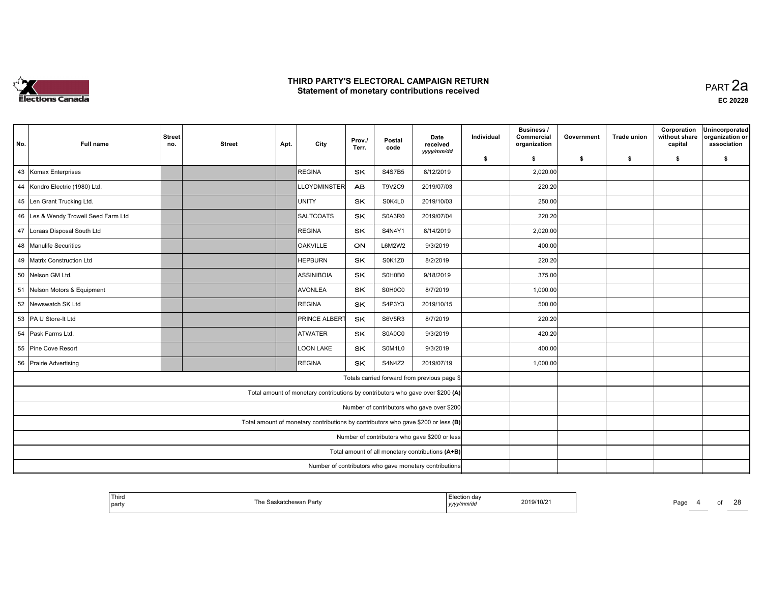# THIRD PARTY'S ELECTORAL CAMPAIGN RETURN
## Statement of monetary contributions received

PART 2a

EC 20228

| No. | Full name | Street no. | Street | Apt. | City | Prov./ Terr. | Postal code | Date received yyyy/mm/dd | Individual $ | Business / Commercial organization $ | Government $ | Trade union $ | Corporation without share capital $ | Unincorporated organization or association $ |
|---|---|---|---|---|---|---|---|---|---|---|---|---|---|---|
| 43 | Komax Enterprises | | | | REGINA | SK | S4S7B5 | 8/12/2019 | | 2,020.00 | | | | |
| 44 | Kondro Electric (1980) Ltd. | | | | LLOYDMINSTER | AB | T9V2C9 | 2019/07/03 | | 220.20 | | | | |
| 45 | Len Grant Trucking Ltd. | | | | UNITY | SK | S0K4L0 | 2019/10/03 | | 250.00 | | | | |
| 46 | Les & Wendy Trowell Seed Farm Ltd | | | | SALTCOATS | SK | S0A3R0 | 2019/07/04 | | 220.20 | | | | |
| 47 | Loraas Disposal South Ltd | | | | REGINA | SK | S4N4Y1 | 8/14/2019 | | 2,020.00 | | | | |
| 48 | Manulife Securities | | | | OAKVILLE | ON | L6M2W2 | 9/3/2019 | | 400.00 | | | | |
| 49 | Matrix Construction Ltd | | | | HEPBURN | SK | S0K1Z0 | 8/2/2019 | | 220.20 | | | | |
| 50 | Nelson GM Ltd. | | | | ASSINIBOIA | SK | S0H0B0 | 9/18/2019 | | 375.00 | | | | |
| 51 | Nelson Motors & Equipment | | | | AVONLEA | SK | S0H0C0 | 8/7/2019 | | 1,000.00 | | | | |
| 52 | Newswatch SK Ltd | | | | REGINA | SK | S4P3Y3 | 2019/10/15 | | 500.00 | | | | |
| 53 | PA U Store-It Ltd | | | | PRINCE ALBERT | SK | S6V5R3 | 8/7/2019 | | 220.20 | | | | |
| 54 | Pask Farms Ltd. | | | | ATWATER | SK | S0A0C0 | 9/3/2019 | | 420.20 | | | | |
| 55 | Pine Cove Resort | | | | LOON LAKE | SK | S0M1L0 | 9/3/2019 | | 400.00 | | | | |
| 56 | Prairie Advertising | | | | REGINA | SK | S4N4Z2 | 2019/07/19 | | 1,000.00 | | | | |
| | Totals carried forward from previous page $ | | | | | | | | | | | | | |
| | Total amount of monetary contributions by contributors who gave over $200 (A) | | | | | | | | | | | | | |
| | Number of contributors who gave over $200 | | | | | | | | | | | | | |
| | Total amount of monetary contributions by contributors who gave $200 or less (B) | | | | | | | | | | | | | |
| | Number of contributors who gave $200 or less | | | | | | | | | | | | | |
| | Total amount of all monetary contributions (A+B) | | | | | | | | | | | | | |
| | Number of contributors who gave monetary contributions | | | | | | | | | | | | | |

| Third party | The Saskatchewan Party | Election day yyyy/mm/dd | 2019/10/21 |
|---|---|---|---|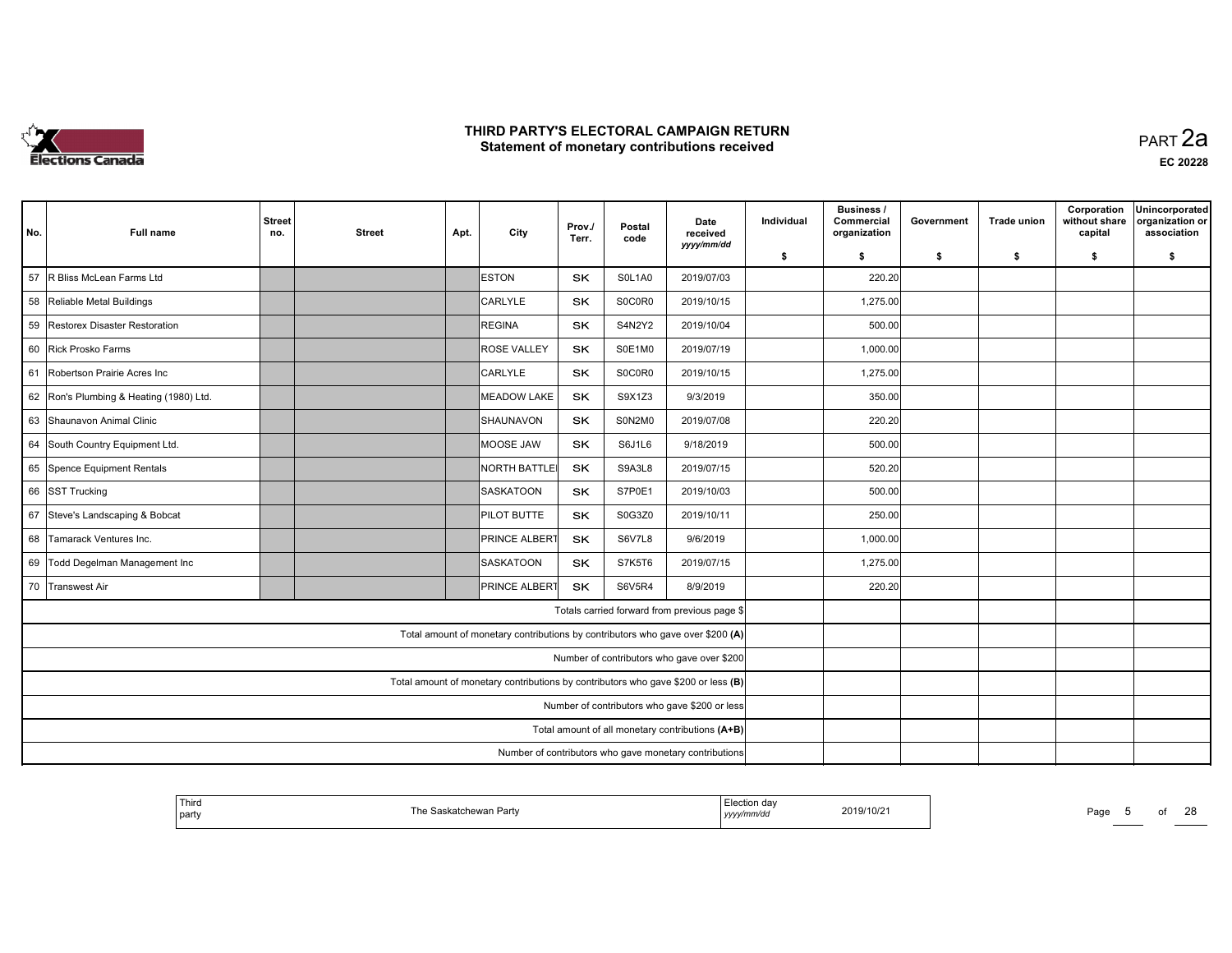# THIRD PARTY'S ELECTORAL CAMPAIGN RETURN
## Statement of monetary contributions received

PART 2a

EC 20228

| No. | Full name | Street no. | Street | Apt. | City | Prov./ Terr. | Postal code | Date received yyyy/mm/dd | Individual $ | Business / Commercial organization $ | Government $ | Trade union $ | Corporation without share capital $ | Unincorporated organization or association $ |
|---|---|---|---|---|---|---|---|---|---|---|---|---|---|---|
| 57 | R Bliss McLean Farms Ltd | | | | ESTON | SK | S0L1A0 | 2019/07/03 | | 220.20 | | | | |
| 58 | Reliable Metal Buildings | | | | CARLYLE | SK | S0C0R0 | 2019/10/15 | | 1,275.00 | | | | |
| 59 | Restorex Disaster Restoration | | | | REGINA | SK | S4N2Y2 | 2019/10/04 | | 500.00 | | | | |
| 60 | Rick Prosko Farms | | | | ROSE VALLEY | SK | S0E1M0 | 2019/07/19 | | 1,000.00 | | | | |
| 61 | Robertson Prairie Acres Inc | | | | CARLYLE | SK | S0C0R0 | 2019/10/15 | | 1,275.00 | | | | |
| 62 | Ron's Plumbing & Heating (1980) Ltd. | | | | MEADOW LAKE | SK | S9X1Z3 | 9/3/2019 | | 350.00 | | | | |
| 63 | Shaunavon Animal Clinic | | | | SHAUNAVON | SK | S0N2M0 | 2019/07/08 | | 220.20 | | | | |
| 64 | South Country Equipment Ltd. | | | | MOOSE JAW | SK | S6J1L6 | 9/18/2019 | | 500.00 | | | | |
| 65 | Spence Equipment Rentals | | | | NORTH BATTLE | SK | S9A3L8 | 2019/07/15 | | 520.20 | | | | |
| 66 | SST Trucking | | | | SASKATOON | SK | S7P0E1 | 2019/10/03 | | 500.00 | | | | |
| 67 | Steve's Landscaping & Bobcat | | | | PILOT BUTTE | SK | S0G3Z0 | 2019/10/11 | | 250.00 | | | | |
| 68 | Tamarack Ventures Inc. | | | | PRINCE ALBERT | SK | S6V7L8 | 9/6/2019 | | 1,000.00 | | | | |
| 69 | Todd Degelman Management Inc | | | | SASKATOON | SK | S7K5T6 | 2019/07/15 | | 1,275.00 | | | | |
| 70 | Transwest Air | | | | PRINCE ALBERT | SK | S6V5R4 | 8/9/2019 | | 220.20 | | | | |
| | Totals carried forward from previous page $ | | | | | | | | | | | | | |
| | Total amount of monetary contributions by contributors who gave over $200 (A) | | | | | | | | | | | | | |
| | Number of contributors who gave over $200 | | | | | | | | | | | | | |
| | Total amount of monetary contributions by contributors who gave $200 or less (B) | | | | | | | | | | | | | |
| | Number of contributors who gave $200 or less | | | | | | | | | | | | | |
| | Total amount of all monetary contributions (A+B) | | | | | | | | | | | | | |
| | Number of contributors who gave monetary contributions | | | | | | | | | | | | | |

| Third party | The Saskatchewan Party | Election day yyyy/mm/dd | 2019/10/21 |
|---|---|---|---|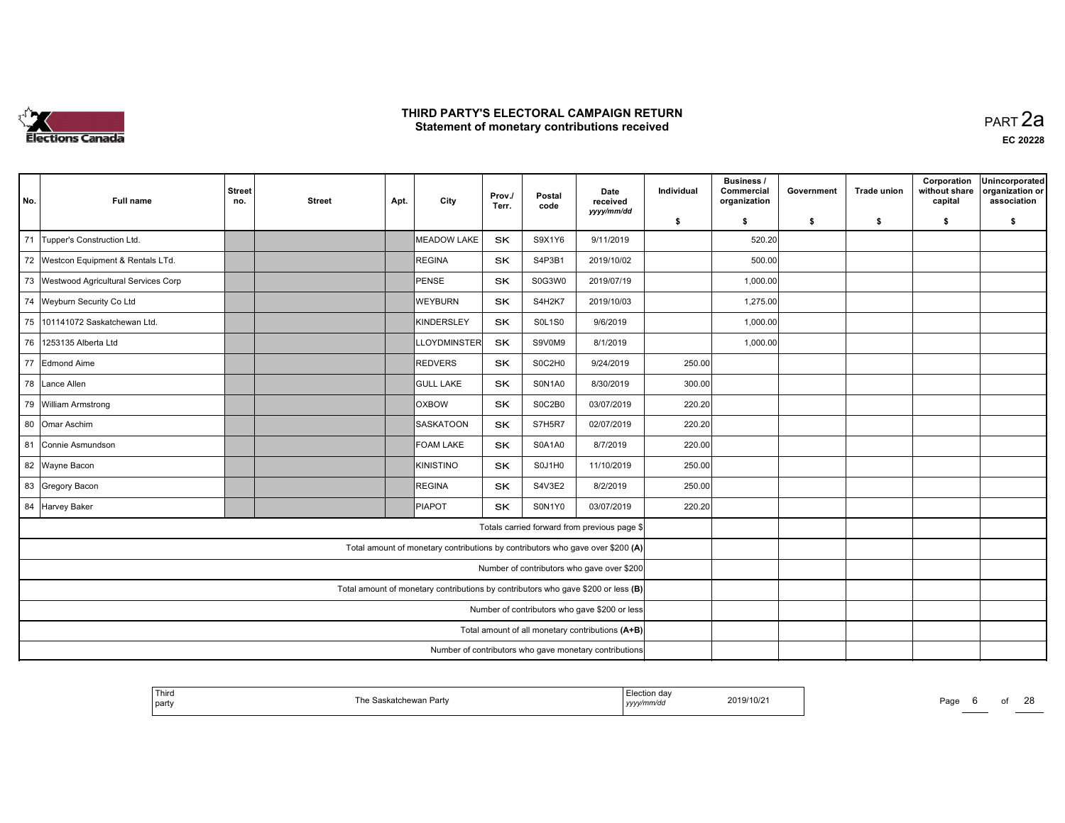# THIRD PARTY'S ELECTORAL CAMPAIGN RETURN
## Statement of monetary contributions received

PART 2a

EC 20228

| No. | Full name | Street no. | Street | Apt. | City | Prov./ Terr. | Postal code | Date received yyyy/mm/dd | Individual $ | Business / Commercial organization $ | Government $ | Trade union $ | Corporation without share capital $ | Unincorporated organization or association $ |
|---|---|---|---|---|---|---|---|---|---|---|---|---|---|---|
| 71 | Tupper's Construction Ltd. | | | | MEADOW LAKE | SK | S9X1Y6 | 9/11/2019 | | 520.20 | | | | |
| 72 | Westcon Equipment & Rentals LTd. | | | | REGINA | SK | S4P3B1 | 2019/10/02 | | 500.00 | | | | |
| 73 | Westwood Agricultural Services Corp | | | | PENSE | SK | S0G3W0 | 2019/07/19 | | 1,000.00 | | | | |
| 74 | Weyburn Security Co Ltd | | | | WEYBURN | SK | S4H2K7 | 2019/10/03 | | 1,275.00 | | | | |
| 75 | 101141072 Saskatchewan Ltd. | | | | KINDERSLEY | SK | S0L1S0 | 9/6/2019 | | 1,000.00 | | | | |
| 76 | 1253135 Alberta Ltd | | | | LLOYDMINSTER | SK | S9V0M9 | 8/1/2019 | | 1,000.00 | | | | |
| 77 | Edmond Aime | | | | REDVERS | SK | S0C2H0 | 9/24/2019 | 250.00 | | | | | |
| 78 | Lance Allen | | | | GULL LAKE | SK | S0N1A0 | 8/30/2019 | 300.00 | | | | | |
| 79 | William Armstrong | | | | OXBOW | SK | S0C2B0 | 03/07/2019 | 220.20 | | | | | |
| 80 | Omar Aschim | | | | SASKATOON | SK | S7H5R7 | 02/07/2019 | 220.20 | | | | | |
| 81 | Connie Asmundson | | | | FOAM LAKE | SK | S0A1A0 | 8/7/2019 | 220.00 | | | | | |
| 82 | Wayne Bacon | | | | KINISTINO | SK | S0J1H0 | 11/10/2019 | 250.00 | | | | | |
| 83 | Gregory Bacon | | | | REGINA | SK | S4V3E2 | 8/2/2019 | 250.00 | | | | | |
| 84 | Harvey Baker | | | | PIAPOT | SK | S0N1Y0 | 03/07/2019 | 220.20 | | | | | |
| | Totals carried forward from previous page $ | | | | | | | | | | | | | |
| | Total amount of monetary contributions by contributors who gave over $200 (A) | | | | | | | | | | | | | |
| | Number of contributors who gave over $200 | | | | | | | | | | | | | |
| | Total amount of monetary contributions by contributors who gave $200 or less (B) | | | | | | | | | | | | | |
| | Number of contributors who gave $200 or less | | | | | | | | | | | | | |
| | Total amount of all monetary contributions (A+B) | | | | | | | | | | | | | |
| | Number of contributors who gave monetary contributions | | | | | | | | | | | | | |

| Third party | The Saskatchewan Party | Election day yyyy/mm/dd | 2019/10/21 |
|---|---|---|---|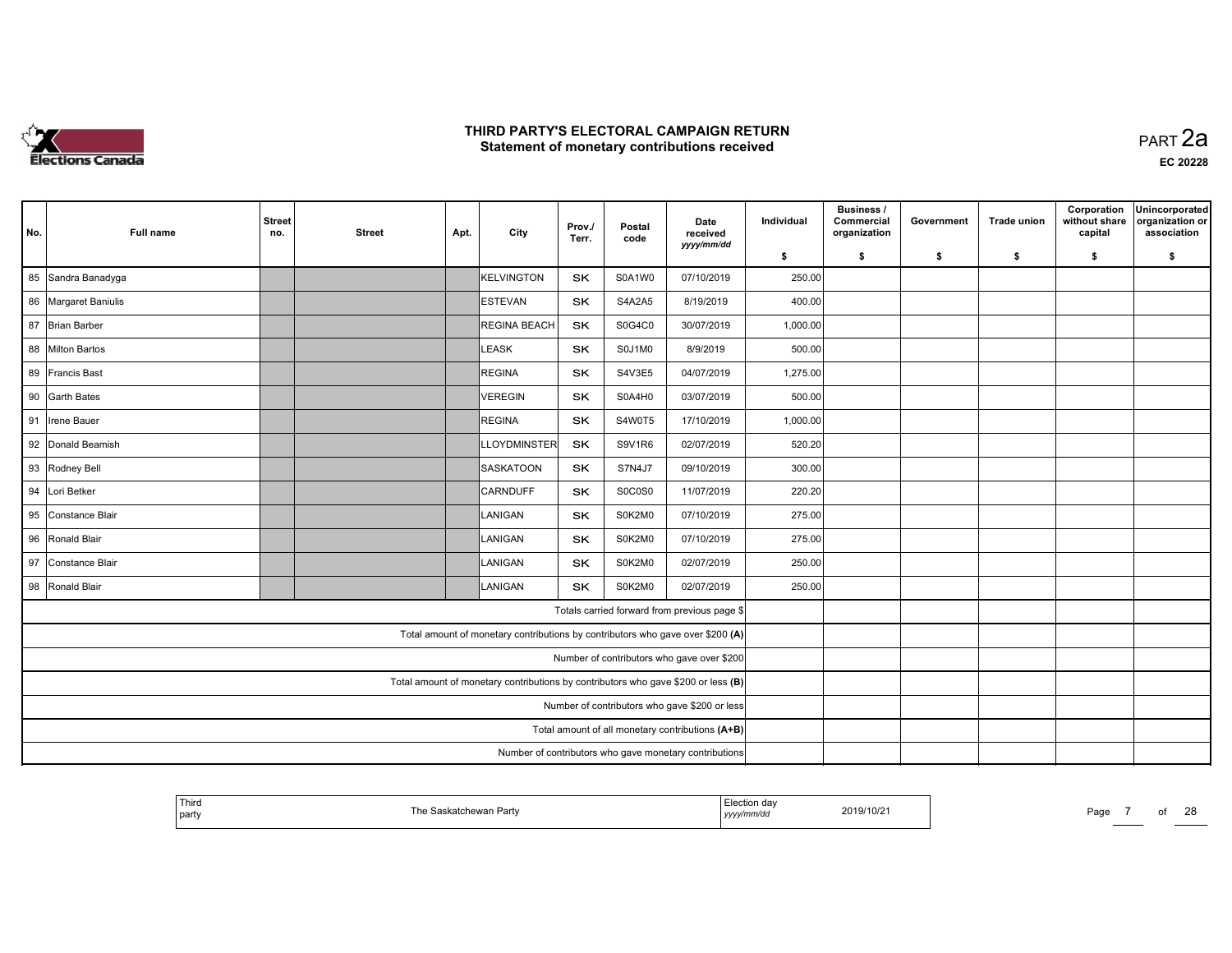# THIRD PARTY'S ELECTORAL CAMPAIGN RETURN
## Statement of monetary contributions received

PART 2a

EC 20228

| No. | Full name | Street no. | Street | Apt. | City | Prov./ Terr. | Postal code | Date received yyyy/mm/dd | Individual $ | Business / Commercial organization $ | Government $ | Trade union $ | Corporation without share capital $ | Unincorporated organization or association $ |
|---|---|---|---|---|---|---|---|---|---|---|---|---|---|---|
| 85 | Sandra Banadyga | | | | KELVINGTON | SK | S0A1W0 | 07/10/2019 | 250.00 | | | | | |
| 86 | Margaret Baniulis | | | | ESTEVAN | SK | S4A2A5 | 8/19/2019 | 400.00 | | | | | |
| 87 | Brian Barber | | | | REGINA BEACH | SK | S0G4C0 | 30/07/2019 | 1,000.00 | | | | | |
| 88 | Milton Bartos | | | | LEASK | SK | S0J1M0 | 8/9/2019 | 500.00 | | | | | |
| 89 | Francis Bast | | | | REGINA | SK | S4V3E5 | 04/07/2019 | 1,275.00 | | | | | |
| 90 | Garth Bates | | | | VEREGIN | SK | S0A4H0 | 03/07/2019 | 500.00 | | | | | |
| 91 | Irene Bauer | | | | REGINA | SK | S4W0T5 | 17/10/2019 | 1,000.00 | | | | | |
| 92 | Donald Beamish | | | | LLOYDMINSTER | SK | S9V1R6 | 02/07/2019 | 520.20 | | | | | |
| 93 | Rodney Bell | | | | SASKATOON | SK | S7N4J7 | 09/10/2019 | 300.00 | | | | | |
| 94 | Lori Betker | | | | CARNDUFF | SK | S0C0S0 | 11/07/2019 | 220.20 | | | | | |
| 95 | Constance Blair | | | | LANIGAN | SK | S0K2M0 | 07/10/2019 | 275.00 | | | | | |
| 96 | Ronald Blair | | | | LANIGAN | SK | S0K2M0 | 07/10/2019 | 275.00 | | | | | |
| 97 | Constance Blair | | | | LANIGAN | SK | S0K2M0 | 02/07/2019 | 250.00 | | | | | |
| 98 | Ronald Blair | | | | LANIGAN | SK | S0K2M0 | 02/07/2019 | 250.00 | | | | | |
| | Totals carried forward from previous page $ | | | | | | | | | | | | | |
| | Total amount of monetary contributions by contributors who gave over $200 (A) | | | | | | | | | | | | | |
| | Number of contributors who gave over $200 | | | | | | | | | | | | | |
| | Total amount of monetary contributions by contributors who gave $200 or less (B) | | | | | | | | | | | | | |
| | Number of contributors who gave $200 or less | | | | | | | | | | | | | |
| | Total amount of all monetary contributions (A+B) | | | | | | | | | | | | | |
| | Number of contributors who gave monetary contributions | | | | | | | | | | | | | |

| Third party | The Saskatchewan Party | Election day yyyy/mm/dd | 2019/10/21 |
|---|---|---|---|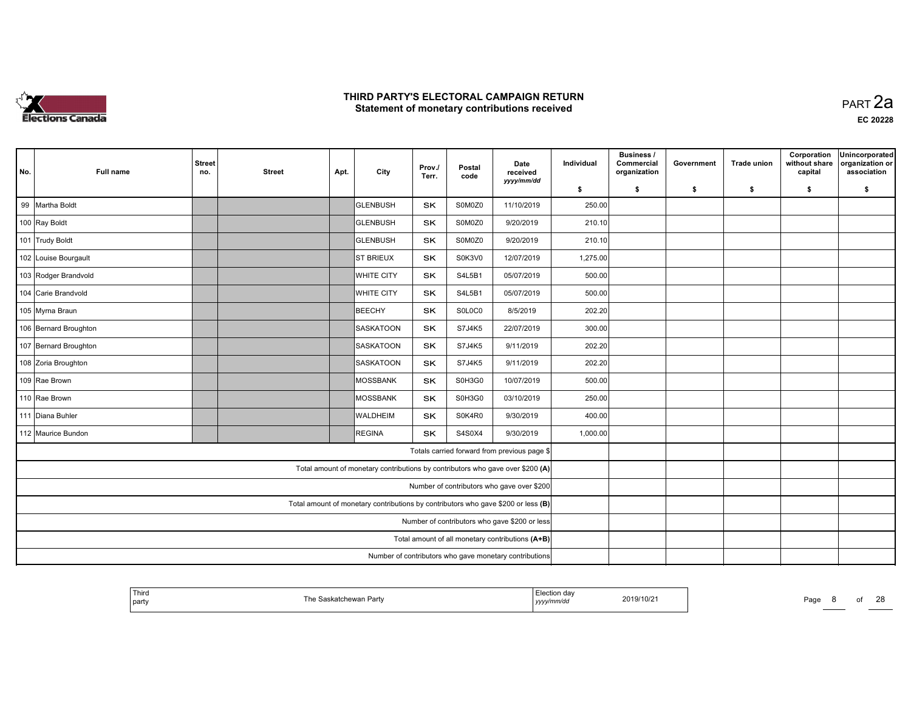# THIRD PARTY'S ELECTORAL CAMPAIGN RETURN
## Statement of monetary contributions received

PART 2a

EC 20228

| No. | Full name | Street no. | Street | Apt. | City | Prov./ Terr. | Postal code | Date received yyyy/mm/dd | Individual $ | Business / Commercial organization $ | Government $ | Trade union $ | Corporation without share capital $ | Unincorporated organization or association $ |
|---|---|---|---|---|---|---|---|---|---|---|---|---|---|---|
| 99 | Martha Boldt | | | | GLENBUSH | SK | S0M0Z0 | 11/10/2019 | 250.00 | | | | | |
| 100 | Ray Boldt | | | | GLENBUSH | SK | S0M0Z0 | 9/20/2019 | 210.10 | | | | | |
| 101 | Trudy Boldt | | | | GLENBUSH | SK | S0M0Z0 | 9/20/2019 | 210.10 | | | | | |
| 102 | Louise Bourgault | | | | ST BRIEUX | SK | S0K3V0 | 12/07/2019 | 1,275.00 | | | | | |
| 103 | Rodger Brandvold | | | | WHITE CITY | SK | S4L5B1 | 05/07/2019 | 500.00 | | | | | |
| 104 | Carie Brandvold | | | | WHITE CITY | SK | S4L5B1 | 05/07/2019 | 500.00 | | | | | |
| 105 | Myrna Braun | | | | BEECHY | SK | S0L0C0 | 8/5/2019 | 202.20 | | | | | |
| 106 | Bernard Broughton | | | | SASKATOON | SK | S7J4K5 | 22/07/2019 | 300.00 | | | | | |
| 107 | Bernard Broughton | | | | SASKATOON | SK | S7J4K5 | 9/11/2019 | 202.20 | | | | | |
| 108 | Zoria Broughton | | | | SASKATOON | SK | S7J4K5 | 9/11/2019 | 202.20 | | | | | |
| 109 | Rae Brown | | | | MOSSBANK | SK | S0H3G0 | 10/07/2019 | 500.00 | | | | | |
| 110 | Rae Brown | | | | MOSSBANK | SK | S0H3G0 | 03/10/2019 | 250.00 | | | | | |
| 111 | Diana Buhler | | | | WALDHEIM | SK | S0K4R0 | 9/30/2019 | 400.00 | | | | | |
| 112 | Maurice Bundon | | | | REGINA | SK | S4S0X4 | 9/30/2019 | 1,000.00 | | | | | |
| | Totals carried forward from previous page $ | | | | | | | | | | | | | |
| | Total amount of monetary contributions by contributors who gave over $200 (A) | | | | | | | | | | | | | |
| | Number of contributors who gave over $200 | | | | | | | | | | | | | |
| | Total amount of monetary contributions by contributors who gave $200 or less (B) | | | | | | | | | | | | | |
| | Number of contributors who gave $200 or less | | | | | | | | | | | | | |
| | Total amount of all monetary contributions (A+B) | | | | | | | | | | | | | |
| | Number of contributors who gave monetary contributions | | | | | | | | | | | | | |

| Third party | The Saskatchewan Party | Election day yyyy/mm/dd | 2019/10/21 |
|---|---|---|---|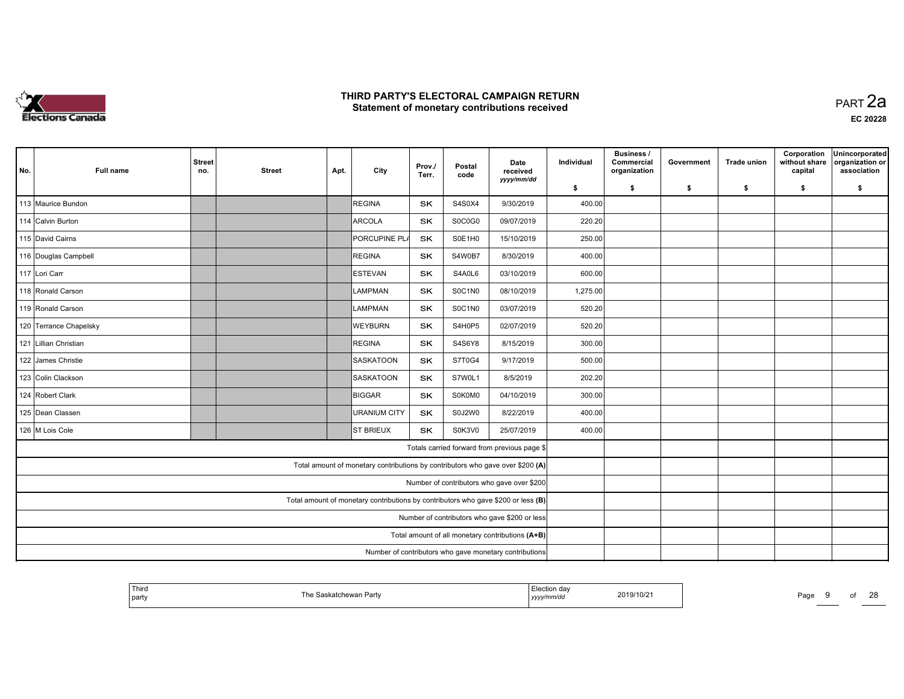# THIRD PARTY'S ELECTORAL CAMPAIGN RETURN
## Statement of monetary contributions received

PART 2a

EC 20228

| No. | Full name | Street no. | Street | Apt. | City | Prov./Terr. | Postal code | Date received yyyy/mm/dd | Individual $ | Business / Commercial organization $ | Government $ | Trade union $ | Corporation without share capital $ | Unincorporated organization or association $ |
|---|---|---|---|---|---|---|---|---|---|---|---|---|---|---|
| 113 | Maurice Bundon | | | | REGINA | SK | S4S0X4 | 9/30/2019 | 400.00 | | | | | |
| 114 | Calvin Burton | | | | ARCOLA | SK | S0C0G0 | 09/07/2019 | 220.20 | | | | | |
| 115 | David Cairns | | | | PORCUPINE PL/ | SK | S0E1H0 | 15/10/2019 | 250.00 | | | | | |
| 116 | Douglas Campbell | | | | REGINA | SK | S4W0B7 | 8/30/2019 | 400.00 | | | | | |
| 117 | Lori Carr | | | | ESTEVAN | SK | S4A0L6 | 03/10/2019 | 600.00 | | | | | |
| 118 | Ronald Carson | | | | LAMPMAN | SK | S0C1N0 | 08/10/2019 | 1,275.00 | | | | | |
| 119 | Ronald Carson | | | | LAMPMAN | SK | S0C1N0 | 03/07/2019 | 520.20 | | | | | |
| 120 | Terrance Chapelsky | | | | WEYBURN | SK | S4H0P5 | 02/07/2019 | 520.20 | | | | | |
| 121 | Lillian Christian | | | | REGINA | SK | S4S6Y8 | 8/15/2019 | 300.00 | | | | | |
| 122 | James Christie | | | | SASKATOON | SK | S7T0G4 | 9/17/2019 | 500.00 | | | | | |
| 123 | Colin Clackson | | | | SASKATOON | SK | S7W0L1 | 8/5/2019 | 202.20 | | | | | |
| 124 | Robert Clark | | | | BIGGAR | SK | S0K0M0 | 04/10/2019 | 300.00 | | | | | |
| 125 | Dean Classen | | | | URANIUM CITY | SK | S0J2W0 | 8/22/2019 | 400.00 | | | | | |
| 126 | M Lois Cole | | | | ST BRIEUX | SK | S0K3V0 | 25/07/2019 | 400.00 | | | | | |
| | Totals carried forward from previous page $ | | | | | | | | | | | | | |
| | Total amount of monetary contributions by contributors who gave over $200 (A) | | | | | | | | | | | | | |
| | Number of contributors who gave over $200 | | | | | | | | | | | | | |
| | Total amount of monetary contributions by contributors who gave $200 or less (B) | | | | | | | | | | | | | |
| | Number of contributors who gave $200 or less | | | | | | | | | | | | | |
| | Total amount of all monetary contributions (A+B) | | | | | | | | | | | | | |
| | Number of contributors who gave monetary contributions | | | | | | | | | | | | | |

| Third party | The Saskatchewan Party | Election day yyyy/mm/dd | 2019/10/21 |
|---|---|---|---|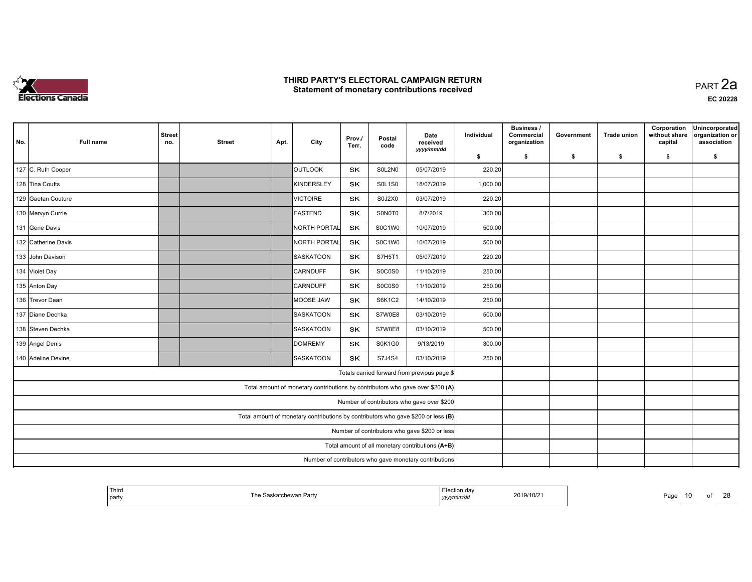# THIRD PARTY'S ELECTORAL CAMPAIGN RETURN
## Statement of monetary contributions received

PART 2a

EC 20228

| No. | Full name | Street no. | Street | Apt. | City | Prov./ Terr. | Postal code | Date received yyyy/mm/dd | Individual $ | Business / Commercial organization $ | Government $ | Trade union $ | Corporation without share capital $ | Unincorporated organization or association $ |
|---|---|---|---|---|---|---|---|---|---|---|---|---|---|---|
| 127 | C. Ruth Cooper | | | | OUTLOOK | SK | S0L2N0 | 05/07/2019 | 220.20 | | | | | |
| 128 | Tina Coutts | | | | KINDERSLEY | SK | S0L1S0 | 18/07/2019 | 1,000.00 | | | | | |
| 129 | Gaetan Couture | | | | VICTOIRE | SK | S0J2X0 | 03/07/2019 | 220.20 | | | | | |
| 130 | Mervyn Currie | | | | EASTEND | SK | S0N0T0 | 8/7/2019 | 300.00 | | | | | |
| 131 | Gene Davis | | | | NORTH PORTAL | SK | S0C1W0 | 10/07/2019 | 500.00 | | | | | |
| 132 | Catherine Davis | | | | NORTH PORTAL | SK | S0C1W0 | 10/07/2019 | 500.00 | | | | | |
| 133 | John Davison | | | | SASKATOON | SK | S7H5T1 | 05/07/2019 | 220.20 | | | | | |
| 134 | Violet Day | | | | CARNDUFF | SK | S0C0S0 | 11/10/2019 | 250.00 | | | | | |
| 135 | Anton Day | | | | CARNDUFF | SK | S0C0S0 | 11/10/2019 | 250.00 | | | | | |
| 136 | Trevor Dean | | | | MOOSE JAW | SK | S6K1C2 | 14/10/2019 | 250.00 | | | | | |
| 137 | Diane Dechka | | | | SASKATOON | SK | S7W0E8 | 03/10/2019 | 500.00 | | | | | |
| 138 | Steven Dechka | | | | SASKATOON | SK | S7W0E8 | 03/10/2019 | 500.00 | | | | | |
| 139 | Angel Denis | | | | DOMREMY | SK | S0K1G0 | 9/13/2019 | 300.00 | | | | | |
| 140 | Adeline Devine | | | | SASKATOON | SK | S7J4S4 | 03/10/2019 | 250.00 | | | | | |
| | Totals carried forward from previous page $ | | | | | | | | | | | | | |
| | Total amount of monetary contributions by contributors who gave over $200 (A) | | | | | | | | | | | | | |
| | Number of contributors who gave over $200 | | | | | | | | | | | | | |
| | Total amount of monetary contributions by contributors who gave $200 or less (B) | | | | | | | | | | | | | |
| | Number of contributors who gave $200 or less | | | | | | | | | | | | | |
| | Total amount of all monetary contributions (A+B) | | | | | | | | | | | | | |
| | Number of contributors who gave monetary contributions | | | | | | | | | | | | | |

| Third party | The Saskatchewan Party | Election day yyyy/mm/dd | 2019/10/21 |
|---|---|---|---|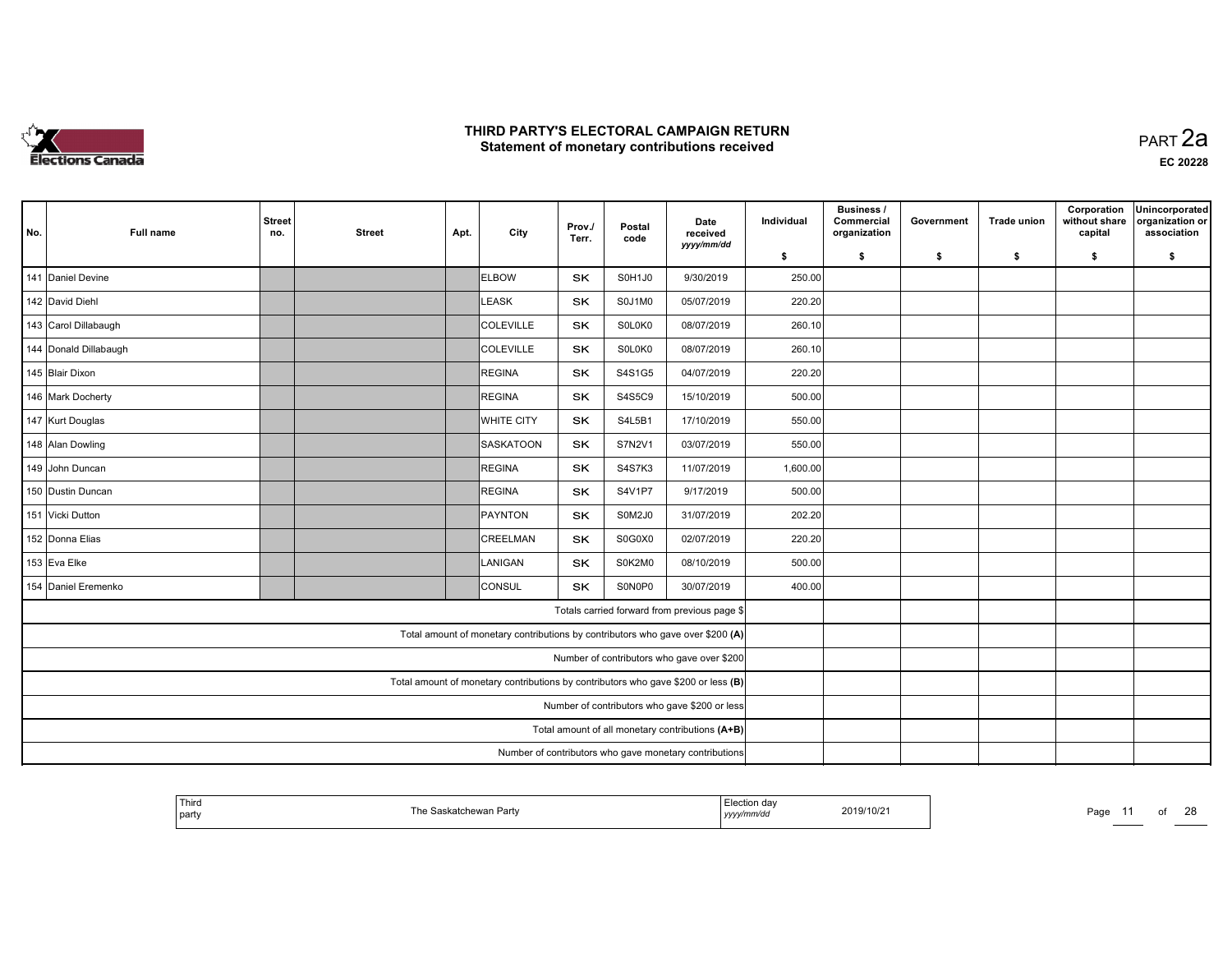# THIRD PARTY'S ELECTORAL CAMPAIGN RETURN
## Statement of monetary contributions received

PART 2a

EC 20228

| No. | Full name | Street no. | Street | Apt. | City | Prov./ Terr. | Postal code | Date received yyyy/mm/dd | Individual $ | Business / Commercial organization $ | Government $ | Trade union $ | Corporation without share capital $ | Unincorporated organization or association $ |
|---|---|---|---|---|---|---|---|---|---|---|---|---|---|---|
| 141 | Daniel Devine | | | | ELBOW | SK | S0H1J0 | 9/30/2019 | 250.00 | | | | | |
| 142 | David Diehl | | | | LEASK | SK | S0J1M0 | 05/07/2019 | 220.20 | | | | | |
| 143 | Carol Dillabaugh | | | | COLEVILLE | SK | S0L0K0 | 08/07/2019 | 260.10 | | | | | |
| 144 | Donald Dillabaugh | | | | COLEVILLE | SK | S0L0K0 | 08/07/2019 | 260.10 | | | | | |
| 145 | Blair Dixon | | | | REGINA | SK | S4S1G5 | 04/07/2019 | 220.20 | | | | | |
| 146 | Mark Docherty | | | | REGINA | SK | S4S5C9 | 15/10/2019 | 500.00 | | | | | |
| 147 | Kurt Douglas | | | | WHITE CITY | SK | S4L5B1 | 17/10/2019 | 550.00 | | | | | |
| 148 | Alan Dowling | | | | SASKATOON | SK | S7N2V1 | 03/07/2019 | 550.00 | | | | | |
| 149 | John Duncan | | | | REGINA | SK | S4S7K3 | 11/07/2019 | 1,600.00 | | | | | |
| 150 | Dustin Duncan | | | | REGINA | SK | S4V1P7 | 9/17/2019 | 500.00 | | | | | |
| 151 | Vicki Dutton | | | | PAYNTON | SK | S0M2J0 | 31/07/2019 | 202.20 | | | | | |
| 152 | Donna Elias | | | | CREELMAN | SK | S0G0X0 | 02/07/2019 | 220.20 | | | | | |
| 153 | Eva Elke | | | | LANIGAN | SK | S0K2M0 | 08/10/2019 | 500.00 | | | | | |
| 154 | Daniel Eremenko | | | | CONSUL | SK | S0N0P0 | 30/07/2019 | 400.00 | | | | | |
| | Totals carried forward from previous page $ | | | | | | | | | | | | | |
| | Total amount of monetary contributions by contributors who gave over $200 (A) | | | | | | | | | | | | | |
| | Number of contributors who gave over $200 | | | | | | | | | | | | | |
| | Total amount of monetary contributions by contributors who gave $200 or less (B) | | | | | | | | | | | | | |
| | Number of contributors who gave $200 or less | | | | | | | | | | | | | |
| | Total amount of all monetary contributions (A+B) | | | | | | | | | | | | | |
| | Number of contributors who gave monetary contributions | | | | | | | | | | | | | |

| Third party | The Saskatchewan Party | Election day yyyy/mm/dd | 2019/10/21 |
|---|---|---|---|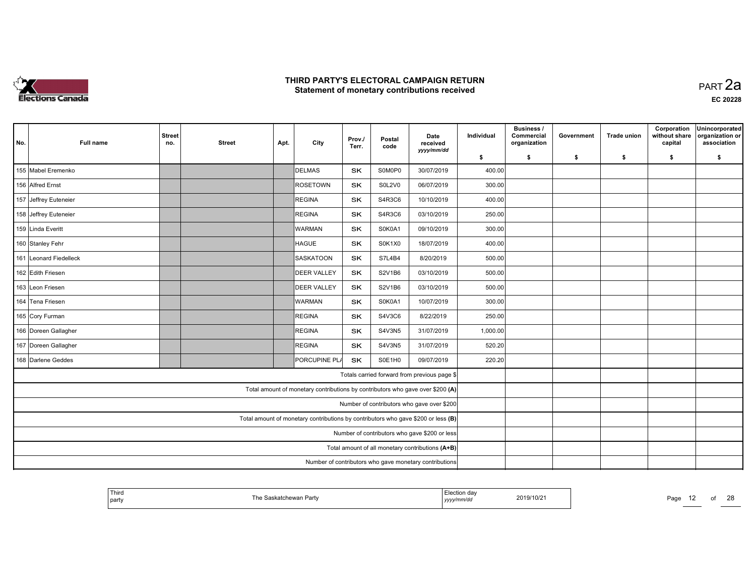# THIRD PARTY'S ELECTORAL CAMPAIGN RETURN
## Statement of monetary contributions received

PART 2a

EC 20228

| No. | Full name | Street no. | Street | Apt. | City | Prov./ Terr. | Postal code | Date received yyyy/mm/dd | Individual $ | Business / Commercial organization $ | Government $ | Trade union $ | Corporation without share capital $ | Unincorporated organization or association $ |
|---|---|---|---|---|---|---|---|---|---|---|---|---|---|---|
| 155 | Mabel Eremenko | | | | DELMAS | SK | S0M0P0 | 30/07/2019 | 400.00 | | | | | |
| 156 | Alfred Ernst | | | | ROSETOWN | SK | S0L2V0 | 06/07/2019 | 300.00 | | | | | |
| 157 | Jeffrey Euteneier | | | | REGINA | SK | S4R3C6 | 10/10/2019 | 400.00 | | | | | |
| 158 | Jeffrey Euteneier | | | | REGINA | SK | S4R3C6 | 03/10/2019 | 250.00 | | | | | |
| 159 | Linda Everitt | | | | WARMAN | SK | S0K0A1 | 09/10/2019 | 300.00 | | | | | |
| 160 | Stanley Fehr | | | | HAGUE | SK | S0K1X0 | 18/07/2019 | 400.00 | | | | | |
| 161 | Leonard Fiedelleck | | | | SASKATOON | SK | S7L4B4 | 8/20/2019 | 500.00 | | | | | |
| 162 | Edith Friesen | | | | DEER VALLEY | SK | S2V1B6 | 03/10/2019 | 500.00 | | | | | |
| 163 | Leon Friesen | | | | DEER VALLEY | SK | S2V1B6 | 03/10/2019 | 500.00 | | | | | |
| 164 | Tena Friesen | | | | WARMAN | SK | S0K0A1 | 10/07/2019 | 300.00 | | | | | |
| 165 | Cory Furman | | | | REGINA | SK | S4V3C6 | 8/22/2019 | 250.00 | | | | | |
| 166 | Doreen Gallagher | | | | REGINA | SK | S4V3N5 | 31/07/2019 | 1,000.00 | | | | | |
| 167 | Doreen Gallagher | | | | REGINA | SK | S4V3N5 | 31/07/2019 | 520.20 | | | | | |
| 168 | Darlene Geddes | | | | PORCUPINE PL/ | SK | S0E1H0 | 09/07/2019 | 220.20 | | | | | |
| | Totals carried forward from previous page $ | | | | | | | | | | | | | |
| | Total amount of monetary contributions by contributors who gave over $200 (A) | | | | | | | | | | | | | |
| | Number of contributors who gave over $200 | | | | | | | | | | | | | |
| | Total amount of monetary contributions by contributors who gave $200 or less (B) | | | | | | | | | | | | | |
| | Number of contributors who gave $200 or less | | | | | | | | | | | | | |
| | Total amount of all monetary contributions (A+B) | | | | | | | | | | | | | |
| | Number of contributors who gave monetary contributions | | | | | | | | | | | | | |

| Third party | The Saskatchewan Party | Election day yyyy/mm/dd | 2019/10/21 |
|---|---|---|---|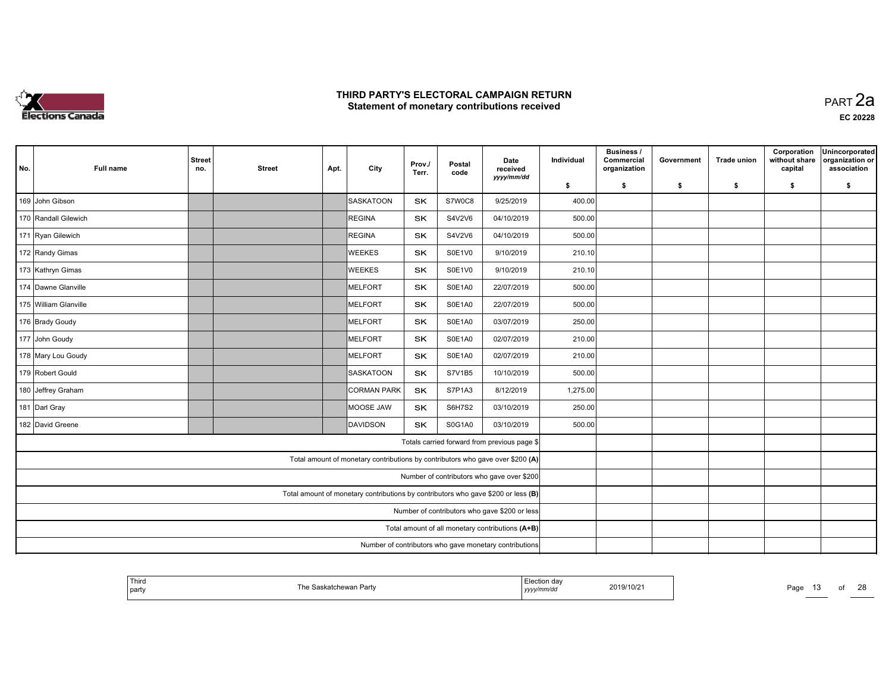# THIRD PARTY'S ELECTORAL CAMPAIGN RETURN
## Statement of monetary contributions received

PART 2a

EC 20228

| No. | Full name | Street no. | Street | Apt. | City | Prov./ Terr. | Postal code | Date received yyyy/mm/dd | Individual $ | Business / Commercial organization $ | Government $ | Trade union $ | Corporation without share capital $ | Unincorporated organization or association $ |
|---|---|---|---|---|---|---|---|---|---|---|---|---|---|---|
| 169 | John Gibson | | | | SASKATOON | SK | S7W0C8 | 9/25/2019 | 400.00 | | | | | |
| 170 | Randall Gilewich | | | | REGINA | SK | S4V2V6 | 04/10/2019 | 500.00 | | | | | |
| 171 | Ryan Gilewich | | | | REGINA | SK | S4V2V6 | 04/10/2019 | 500.00 | | | | | |
| 172 | Randy Gimas | | | | WEEKES | SK | S0E1V0 | 9/10/2019 | 210.10 | | | | | |
| 173 | Kathryn Gimas | | | | WEEKES | SK | S0E1V0 | 9/10/2019 | 210.10 | | | | | |
| 174 | Dawne Glanville | | | | MELFORT | SK | S0E1A0 | 22/07/2019 | 500.00 | | | | | |
| 175 | William Glanville | | | | MELFORT | SK | S0E1A0 | 22/07/2019 | 500.00 | | | | | |
| 176 | Brady Goudy | | | | MELFORT | SK | S0E1A0 | 03/07/2019 | 250.00 | | | | | |
| 177 | John Goudy | | | | MELFORT | SK | S0E1A0 | 02/07/2019 | 210.00 | | | | | |
| 178 | Mary Lou Goudy | | | | MELFORT | SK | S0E1A0 | 02/07/2019 | 210.00 | | | | | |
| 179 | Robert Gould | | | | SASKATOON | SK | S7V1B5 | 10/10/2019 | 500.00 | | | | | |
| 180 | Jeffrey Graham | | | | CORMAN PARK | SK | S7P1A3 | 8/12/2019 | 1,275.00 | | | | | |
| 181 | Darl Gray | | | | MOOSE JAW | SK | S6H7S2 | 03/10/2019 | 250.00 | | | | | |
| 182 | David Greene | | | | DAVIDSON | SK | S0G1A0 | 03/10/2019 | 500.00 | | | | | |
| | Totals carried forward from previous page $ | | | | | | | | | | | | | |
| | Total amount of monetary contributions by contributors who gave over $200 (A) | | | | | | | | | | | | | |
| | Number of contributors who gave over $200 | | | | | | | | | | | | | |
| | Total amount of monetary contributions by contributors who gave $200 or less (B) | | | | | | | | | | | | | |
| | Number of contributors who gave $200 or less | | | | | | | | | | | | | |
| | Total amount of all monetary contributions (A+B) | | | | | | | | | | | | | |
| | Number of contributors who gave monetary contributions | | | | | | | | | | | | | |

| Third party | The Saskatchewan Party | Election day yyyy/mm/dd | 2019/10/21 |
|---|---|---|---|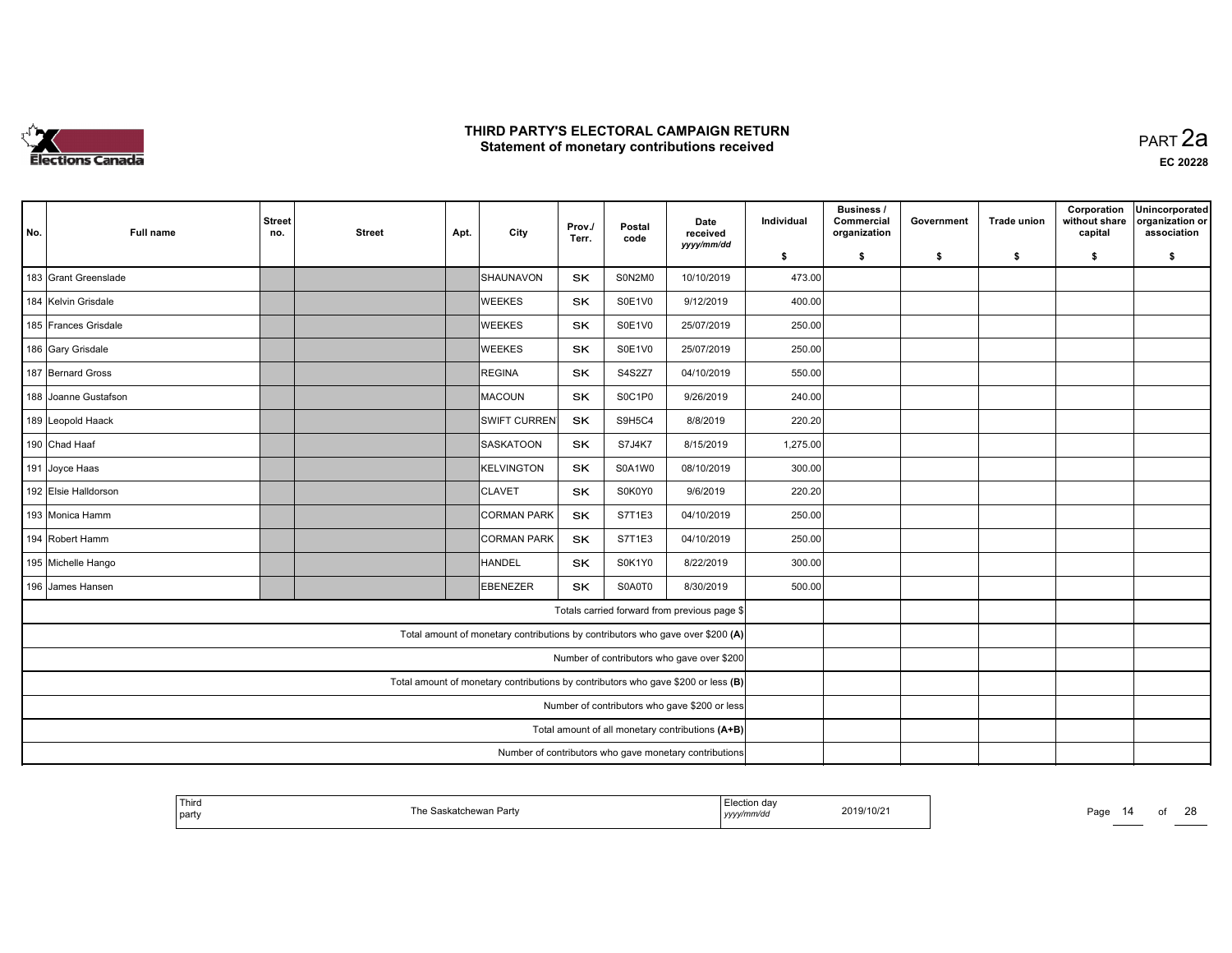# THIRD PARTY'S ELECTORAL CAMPAIGN RETURN
## Statement of monetary contributions received

PART 2a

EC 20228

| No. | Full name | Street no. | Street | Apt. | City | Prov./Terr. | Postal code | Date received yyyy/mm/dd | Individual $ | Business / Commercial organization $ | Government $ | Trade union $ | Corporation without share capital $ | Unincorporated organization or association $ |
|---|---|---|---|---|---|---|---|---|---|---|---|---|---|---|
| 183 | Grant Greenslade | | | | SHAUNAVON | SK | S0N2M0 | 10/10/2019 | 473.00 | | | | | |
| 184 | Kelvin Grisdale | | | | WEEKES | SK | S0E1V0 | 9/12/2019 | 400.00 | | | | | |
| 185 | Frances Grisdale | | | | WEEKES | SK | S0E1V0 | 25/07/2019 | 250.00 | | | | | |
| 186 | Gary Grisdale | | | | WEEKES | SK | S0E1V0 | 25/07/2019 | 250.00 | | | | | |
| 187 | Bernard Gross | | | | REGINA | SK | S4S2Z7 | 04/10/2019 | 550.00 | | | | | |
| 188 | Joanne Gustafson | | | | MACOUN | SK | S0C1P0 | 9/26/2019 | 240.00 | | | | | |
| 189 | Leopold Haack | | | | SWIFT CURRENT | SK | S9H5C4 | 8/8/2019 | 220.20 | | | | | |
| 190 | Chad Haaf | | | | SASKATOON | SK | S7J4K7 | 8/15/2019 | 1,275.00 | | | | | |
| 191 | Joyce Haas | | | | KELVINGTON | SK | S0A1W0 | 08/10/2019 | 300.00 | | | | | |
| 192 | Elsie Halldorson | | | | CLAVET | SK | S0K0Y0 | 9/6/2019 | 220.20 | | | | | |
| 193 | Monica Hamm | | | | CORMAN PARK | SK | S7T1E3 | 04/10/2019 | 250.00 | | | | | |
| 194 | Robert Hamm | | | | CORMAN PARK | SK | S7T1E3 | 04/10/2019 | 250.00 | | | | | |
| 195 | Michelle Hango | | | | HANDEL | SK | S0K1Y0 | 8/22/2019 | 300.00 | | | | | |
| 196 | James Hansen | | | | EBENEZER | SK | S0A0T0 | 8/30/2019 | 500.00 | | | | | |
| | Totals carried forward from previous page $ | | | | | | | | | | | | | |
| | Total amount of monetary contributions by contributors who gave over $200 (A) | | | | | | | | | | | | | |
| | Number of contributors who gave over $200 | | | | | | | | | | | | | |
| | Total amount of monetary contributions by contributors who gave $200 or less (B) | | | | | | | | | | | | | |
| | Number of contributors who gave $200 or less | | | | | | | | | | | | | |
| | Total amount of all monetary contributions (A+B) | | | | | | | | | | | | | |
| | Number of contributors who gave monetary contributions | | | | | | | | | | | | | |

| Third party | The Saskatchewan Party | Election day yyyy/mm/dd | 2019/10/21 |
|---|---|---|---|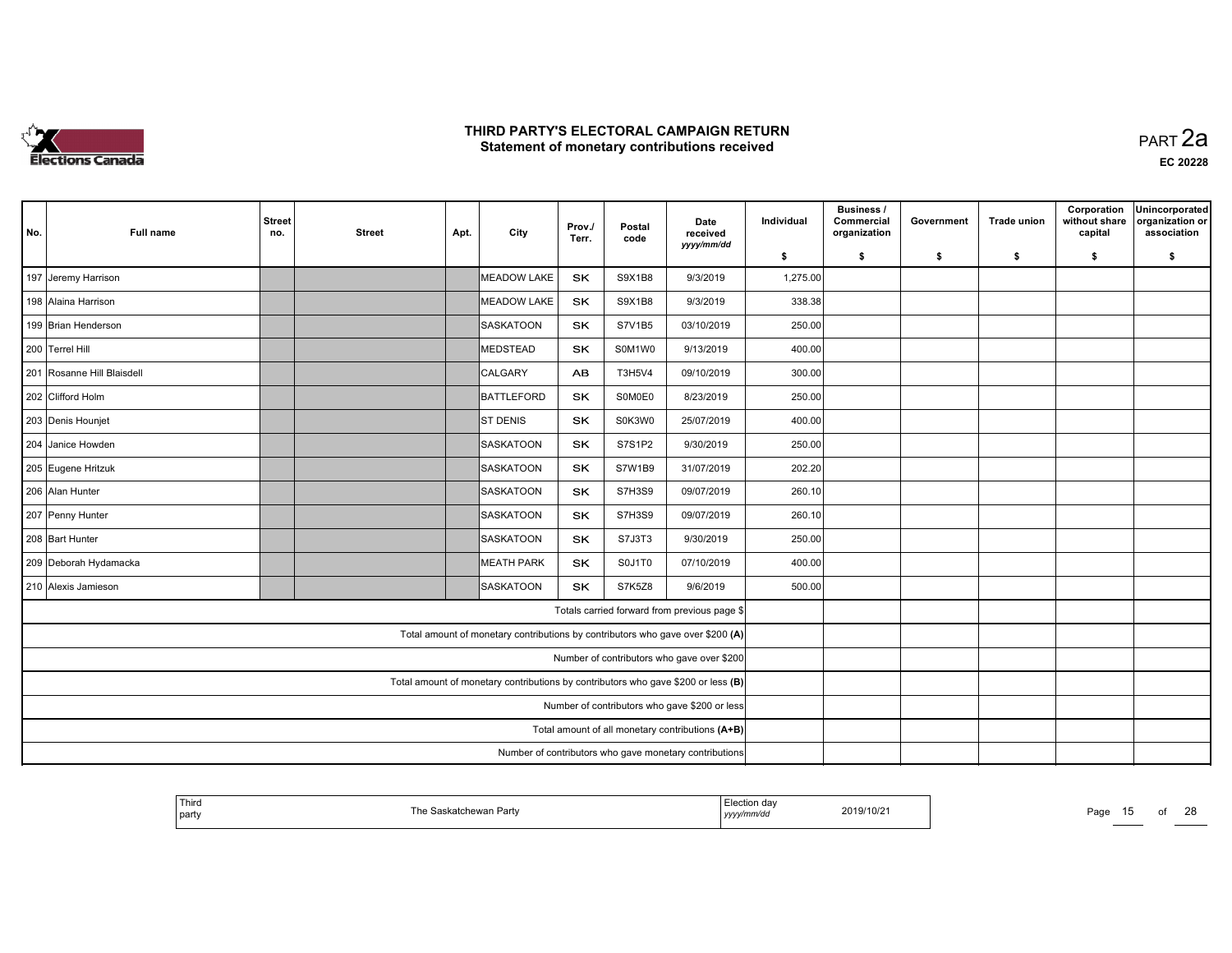# THIRD PARTY'S ELECTORAL CAMPAIGN RETURN
## Statement of monetary contributions received

PART 2a

EC 20228

| No. | Full name | Street no. | Street | Apt. | City | Prov./ Terr. | Postal code | Date received yyyy/mm/dd | Individual $ | Business / Commercial organization $ | Government $ | Trade union $ | Corporation without share capital $ | Unincorporated organization or association $ |
|---|---|---|---|---|---|---|---|---|---|---|---|---|---|---|
| 197 | Jeremy Harrison | | | | MEADOW LAKE | SK | S9X1B8 | 9/3/2019 | 1,275.00 | | | | | |
| 198 | Alaina Harrison | | | | MEADOW LAKE | SK | S9X1B8 | 9/3/2019 | 338.38 | | | | | |
| 199 | Brian Henderson | | | | SASKATOON | SK | S7V1B5 | 03/10/2019 | 250.00 | | | | | |
| 200 | Terrel Hill | | | | MEDSTEAD | SK | S0M1W0 | 9/13/2019 | 400.00 | | | | | |
| 201 | Rosanne Hill Blaisdell | | | | CALGARY | AB | T3H5V4 | 09/10/2019 | 300.00 | | | | | |
| 202 | Clifford Holm | | | | BATTLEFORD | SK | S0M0E0 | 8/23/2019 | 250.00 | | | | | |
| 203 | Denis Hounjet | | | | ST DENIS | SK | S0K3W0 | 25/07/2019 | 400.00 | | | | | |
| 204 | Janice Howden | | | | SASKATOON | SK | S7S1P2 | 9/30/2019 | 250.00 | | | | | |
| 205 | Eugene Hritzuk | | | | SASKATOON | SK | S7W1B9 | 31/07/2019 | 202.20 | | | | | |
| 206 | Alan Hunter | | | | SASKATOON | SK | S7H3S9 | 09/07/2019 | 260.10 | | | | | |
| 207 | Penny Hunter | | | | SASKATOON | SK | S7H3S9 | 09/07/2019 | 260.10 | | | | | |
| 208 | Bart Hunter | | | | SASKATOON | SK | S7J3T3 | 9/30/2019 | 250.00 | | | | | |
| 209 | Deborah Hydamacka | | | | MEATH PARK | SK | S0J1T0 | 07/10/2019 | 400.00 | | | | | |
| 210 | Alexis Jamieson | | | | SASKATOON | SK | S7K5Z8 | 9/6/2019 | 500.00 | | | | | |
| | Totals carried forward from previous page $ | | | | | | | | | | | | | |
| | Total amount of monetary contributions by contributors who gave over $200 (A) | | | | | | | | | | | | | |
| | Number of contributors who gave over $200 | | | | | | | | | | | | | |
| | Total amount of monetary contributions by contributors who gave $200 or less (B) | | | | | | | | | | | | | |
| | Number of contributors who gave $200 or less | | | | | | | | | | | | | |
| | Total amount of all monetary contributions (A+B) | | | | | | | | | | | | | |
| | Number of contributors who gave monetary contributions | | | | | | | | | | | | | |

| Third party | The Saskatchewan Party | Election day yyyy/mm/dd | 2019/10/21 |
|---|---|---|---|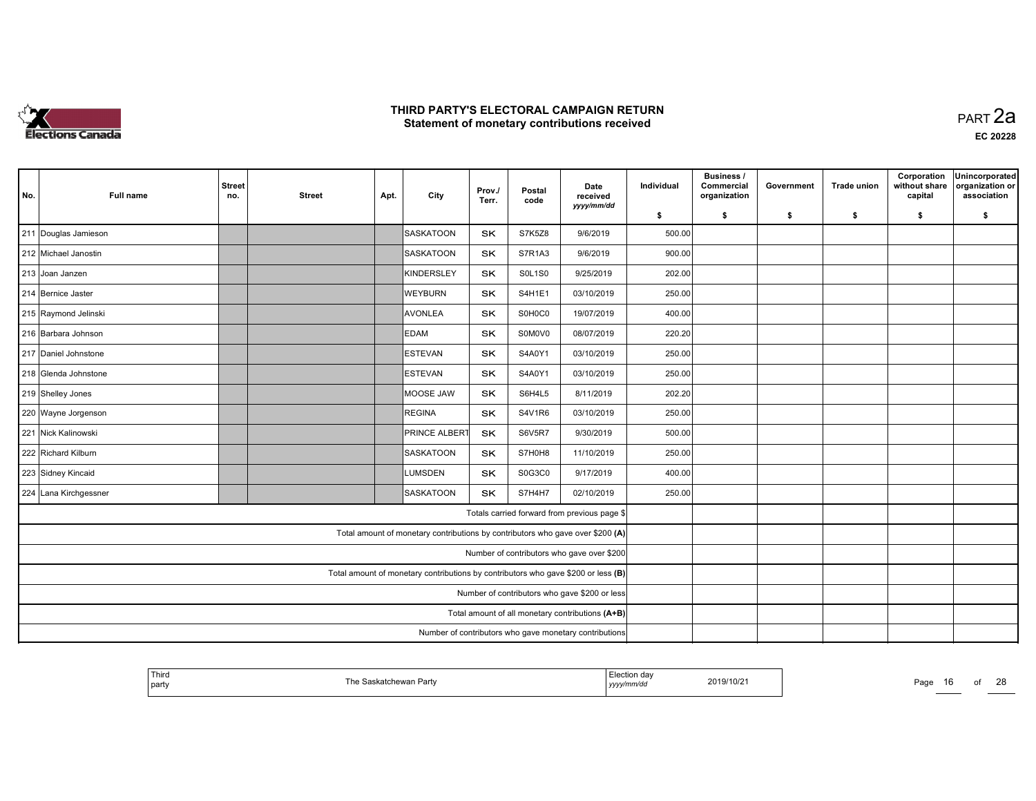# THIRD PARTY'S ELECTORAL CAMPAIGN RETURN
## Statement of monetary contributions received

PART 2a

EC 20228

| No. | Full name | Street no. | Street | Apt. | City | Prov./ Terr. | Postal code | Date received yyyy/mm/dd | Individual $ | Business / Commercial organization $ | Government $ | Trade union $ | Corporation without share capital $ | Unincorporated organization or association $ |
|---|---|---|---|---|---|---|---|---|---|---|---|---|---|---|
| 211 | Douglas Jamieson | | | | SASKATOON | SK | S7K5Z8 | 9/6/2019 | 500.00 | | | | | |
| 212 | Michael Janostin | | | | SASKATOON | SK | S7R1A3 | 9/6/2019 | 900.00 | | | | | |
| 213 | Joan Janzen | | | | KINDERSLEY | SK | S0L1S0 | 9/25/2019 | 202.00 | | | | | |
| 214 | Bernice Jaster | | | | WEYBURN | SK | S4H1E1 | 03/10/2019 | 250.00 | | | | | |
| 215 | Raymond Jelinski | | | | AVONLEA | SK | S0H0C0 | 19/07/2019 | 400.00 | | | | | |
| 216 | Barbara Johnson | | | | EDAM | SK | S0M0V0 | 08/07/2019 | 220.20 | | | | | |
| 217 | Daniel Johnstone | | | | ESTEVAN | SK | S4A0Y1 | 03/10/2019 | 250.00 | | | | | |
| 218 | Glenda Johnstone | | | | ESTEVAN | SK | S4A0Y1 | 03/10/2019 | 250.00 | | | | | |
| 219 | Shelley Jones | | | | MOOSE JAW | SK | S6H4L5 | 8/11/2019 | 202.20 | | | | | |
| 220 | Wayne Jorgenson | | | | REGINA | SK | S4V1R6 | 03/10/2019 | 250.00 | | | | | |
| 221 | Nick Kalinowski | | | | PRINCE ALBERT | SK | S6V5R7 | 9/30/2019 | 500.00 | | | | | |
| 222 | Richard Kilburn | | | | SASKATOON | SK | S7H0H8 | 11/10/2019 | 250.00 | | | | | |
| 223 | Sidney Kincaid | | | | LUMSDEN | SK | S0G3C0 | 9/17/2019 | 400.00 | | | | | |
| 224 | Lana Kirchgessner | | | | SASKATOON | SK | S7H4H7 | 02/10/2019 | 250.00 | | | | | |
| | Totals carried forward from previous page $ | | | | | | | | | | | | | |
| | Total amount of monetary contributions by contributors who gave over $200 (A) | | | | | | | | | | | | | |
| | Number of contributors who gave over $200 | | | | | | | | | | | | | |
| | Total amount of monetary contributions by contributors who gave $200 or less (B) | | | | | | | | | | | | | |
| | Number of contributors who gave $200 or less | | | | | | | | | | | | | |
| | Total amount of all monetary contributions (A+B) | | | | | | | | | | | | | |
| | Number of contributors who gave monetary contributions | | | | | | | | | | | | | |

| Third party | The Saskatchewan Party | Election day yyyy/mm/dd | 2019/10/21 |
|---|---|---|---|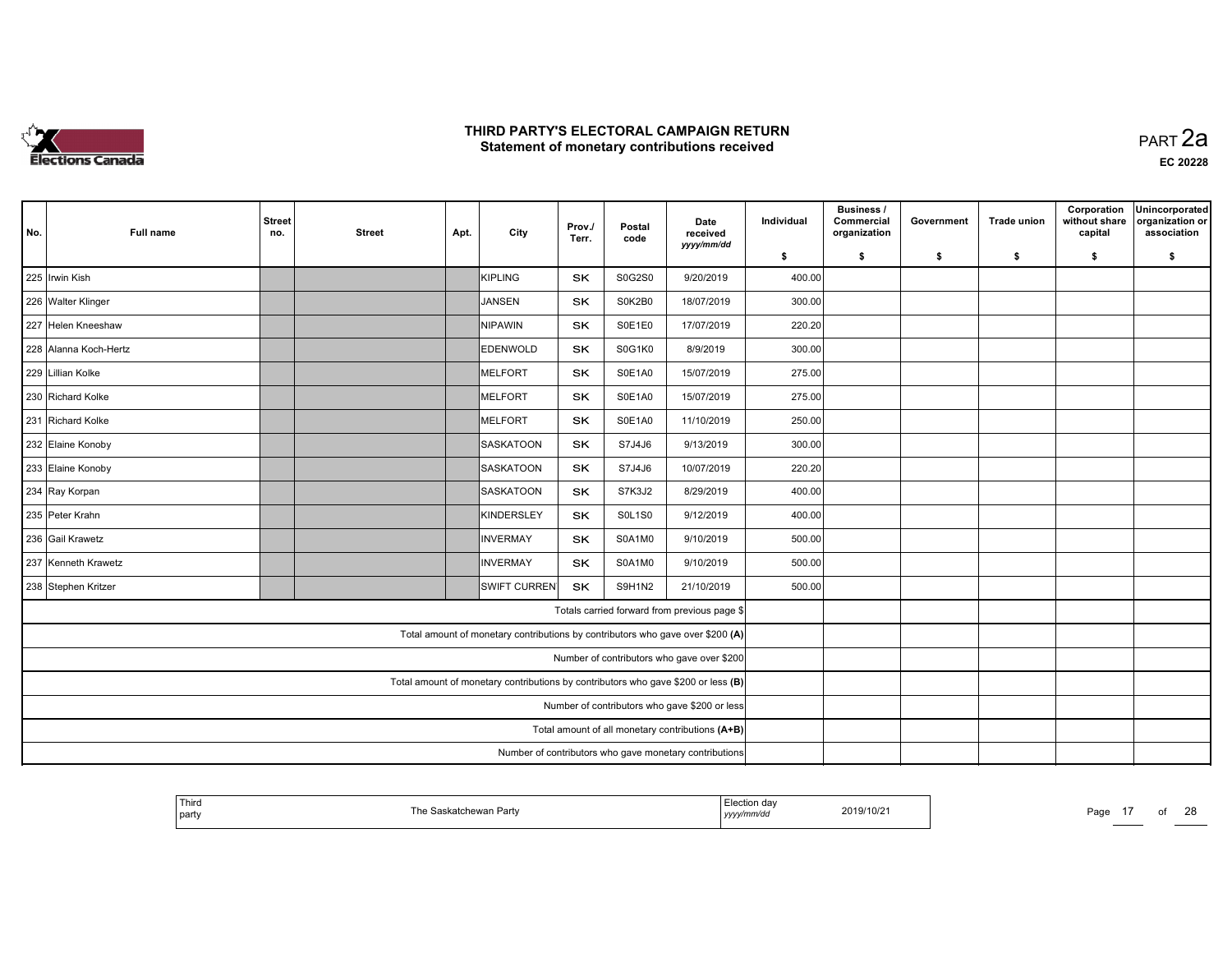# THIRD PARTY'S ELECTORAL CAMPAIGN RETURN
## Statement of monetary contributions received

PART 2a

EC 20228

| No. | Full name | Street no. | Street | Apt. | City | Prov./ Terr. | Postal code | Date received yyyy/mm/dd | Individual $ | Business / Commercial organization $ | Government $ | Trade union $ | Corporation without share capital $ | Unincorporated organization or association $ |
|---|---|---|---|---|---|---|---|---|---|---|---|---|---|---|
| 225 | Irwin Kish | | | | KIPLING | SK | S0G2S0 | 9/20/2019 | 400.00 | | | | | |
| 226 | Walter Klinger | | | | JANSEN | SK | S0K2B0 | 18/07/2019 | 300.00 | | | | | |
| 227 | Helen Kneeshaw | | | | NIPAWIN | SK | S0E1E0 | 17/07/2019 | 220.20 | | | | | |
| 228 | Alanna Koch-Hertz | | | | EDENWOLD | SK | S0G1K0 | 8/9/2019 | 300.00 | | | | | |
| 229 | Lillian Kolke | | | | MELFORT | SK | S0E1A0 | 15/07/2019 | 275.00 | | | | | |
| 230 | Richard Kolke | | | | MELFORT | SK | S0E1A0 | 15/07/2019 | 275.00 | | | | | |
| 231 | Richard Kolke | | | | MELFORT | SK | S0E1A0 | 11/10/2019 | 250.00 | | | | | |
| 232 | Elaine Konoby | | | | SASKATOON | SK | S7J4J6 | 9/13/2019 | 300.00 | | | | | |
| 233 | Elaine Konoby | | | | SASKATOON | SK | S7J4J6 | 10/07/2019 | 220.20 | | | | | |
| 234 | Ray Korpan | | | | SASKATOON | SK | S7K3J2 | 8/29/2019 | 400.00 | | | | | |
| 235 | Peter Krahn | | | | KINDERSLEY | SK | S0L1S0 | 9/12/2019 | 400.00 | | | | | |
| 236 | Gail Krawetz | | | | INVERMAY | SK | S0A1M0 | 9/10/2019 | 500.00 | | | | | |
| 237 | Kenneth Krawetz | | | | INVERMAY | SK | S0A1M0 | 9/10/2019 | 500.00 | | | | | |
| 238 | Stephen Kritzer | | | | SWIFT CURREN | SK | S9H1N2 | 21/10/2019 | 500.00 | | | | | |
| | Totals carried forward from previous page $ | | | | | | | | | | | | | |
| | Total amount of monetary contributions by contributors who gave over $200 (A) | | | | | | | | | | | | | |
| | Number of contributors who gave over $200 | | | | | | | | | | | | | |
| | Total amount of monetary contributions by contributors who gave $200 or less (B) | | | | | | | | | | | | | |
| | Number of contributors who gave $200 or less | | | | | | | | | | | | | |
| | Total amount of all monetary contributions (A+B) | | | | | | | | | | | | | |
| | Number of contributors who gave monetary contributions | | | | | | | | | | | | | |

| Third party | The Saskatchewan Party | Election day yyyy/mm/dd | 2019/10/21 |
|---|---|---|---|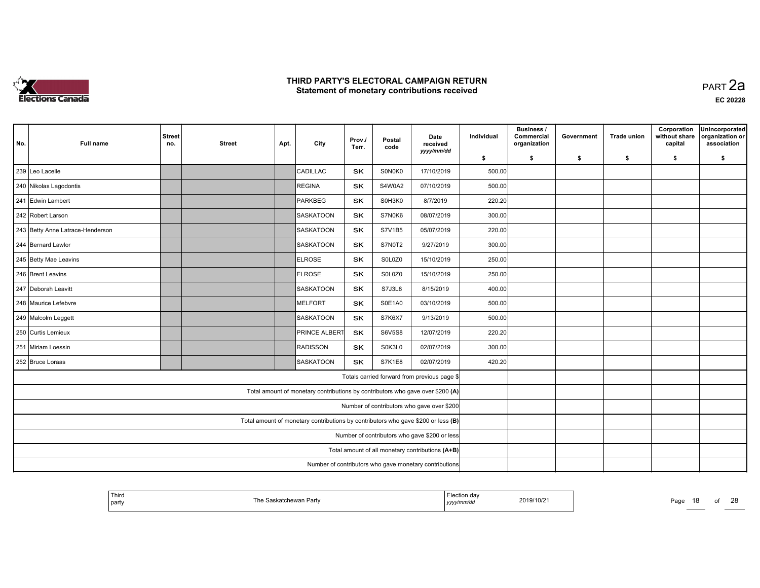# THIRD PARTY'S ELECTORAL CAMPAIGN RETURN
## Statement of monetary contributions received

PART 2a

EC 20228

| No. | Full name | Street no. | Street | Apt. | City | Prov./ Terr. | Postal code | Date received yyyy/mm/dd | Individual $ | Business / Commercial organization $ | Government $ | Trade union $ | Corporation without share capital $ | Unincorporated organization or association $ |
|---|---|---|---|---|---|---|---|---|---|---|---|---|---|---|
| 239 | Leo Lacelle | | | | CADILLAC | SK | S0N0K0 | 17/10/2019 | 500.00 | | | | | |
| 240 | Nikolas Lagodontis | | | | REGINA | SK | S4W0A2 | 07/10/2019 | 500.00 | | | | | |
| 241 | Edwin Lambert | | | | PARKBEG | SK | S0H3K0 | 8/7/2019 | 220.20 | | | | | |
| 242 | Robert Larson | | | | SASKATOON | SK | S7N0K6 | 08/07/2019 | 300.00 | | | | | |
| 243 | Betty Anne Latrace-Henderson | | | | SASKATOON | SK | S7V1B5 | 05/07/2019 | 220.00 | | | | | |
| 244 | Bernard Lawlor | | | | SASKATOON | SK | S7N0T2 | 9/27/2019 | 300.00 | | | | | |
| 245 | Betty Mae Leavins | | | | ELROSE | SK | S0L0Z0 | 15/10/2019 | 250.00 | | | | | |
| 246 | Brent Leavins | | | | ELROSE | SK | S0L0Z0 | 15/10/2019 | 250.00 | | | | | |
| 247 | Deborah Leavitt | | | | SASKATOON | SK | S7J3L8 | 8/15/2019 | 400.00 | | | | | |
| 248 | Maurice Lefebvre | | | | MELFORT | SK | S0E1A0 | 03/10/2019 | 500.00 | | | | | |
| 249 | Malcolm Leggett | | | | SASKATOON | SK | S7K6X7 | 9/13/2019 | 500.00 | | | | | |
| 250 | Curtis Lemieux | | | | PRINCE ALBERT | SK | S6V5S8 | 12/07/2019 | 220.20 | | | | | |
| 251 | Miriam Loessin | | | | RADISSON | SK | S0K3L0 | 02/07/2019 | 300.00 | | | | | |
| 252 | Bruce Loraas | | | | SASKATOON | SK | S7K1E8 | 02/07/2019 | 420.20 | | | | | |
| | Totals carried forward from previous page $ | | | | | | | | | | | | | |
| | Total amount of monetary contributions by contributors who gave over $200 (A) | | | | | | | | | | | | | |
| | Number of contributors who gave over $200 | | | | | | | | | | | | | |
| | Total amount of monetary contributions by contributors who gave $200 or less (B) | | | | | | | | | | | | | |
| | Number of contributors who gave $200 or less | | | | | | | | | | | | | |
| | Total amount of all monetary contributions (A+B) | | | | | | | | | | | | | |
| | Number of contributors who gave monetary contributions | | | | | | | | | | | | | |

| Third party | The Saskatchewan Party | Election day yyyy/mm/dd | 2019/10/21 |
|---|---|---|---|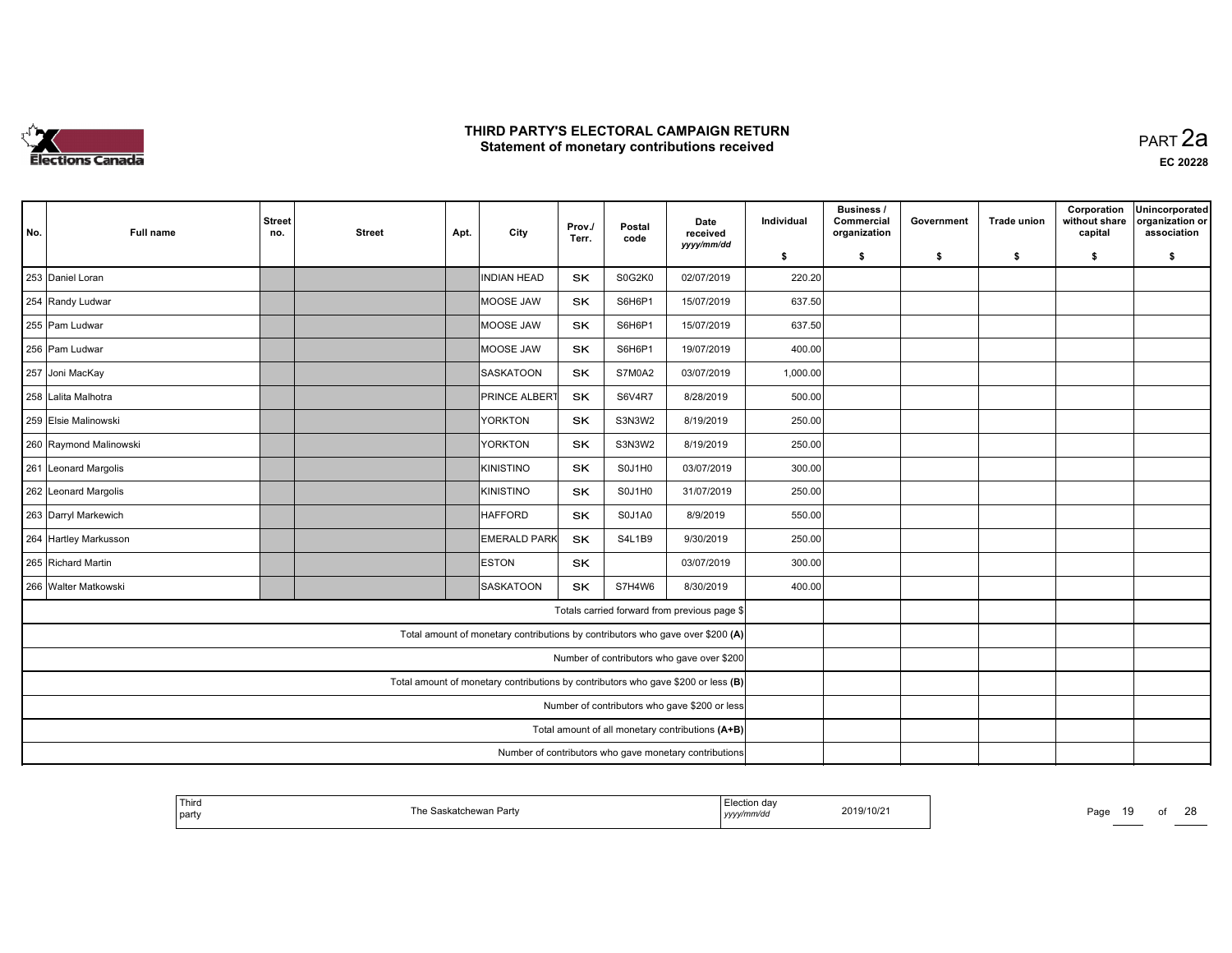# THIRD PARTY'S ELECTORAL CAMPAIGN RETURN
## Statement of monetary contributions received

PART 2a

EC 20228

| No. | Full name | Street no. | Street | Apt. | City | Prov./Terr. | Postal code | Date received yyyy/mm/dd | Individual $ | Business / Commercial organization $ | Government $ | Trade union $ | Corporation without share capital $ | Unincorporated organization or association $ |
|---|---|---|---|---|---|---|---|---|---|---|---|---|---|---|
| 253 | Daniel Loran | | | | INDIAN HEAD | SK | S0G2K0 | 02/07/2019 | 220.20 | | | | | |
| 254 | Randy Ludwar | | | | MOOSE JAW | SK | S6H6P1 | 15/07/2019 | 637.50 | | | | | |
| 255 | Pam Ludwar | | | | MOOSE JAW | SK | S6H6P1 | 15/07/2019 | 637.50 | | | | | |
| 256 | Pam Ludwar | | | | MOOSE JAW | SK | S6H6P1 | 19/07/2019 | 400.00 | | | | | |
| 257 | Joni MacKay | | | | SASKATOON | SK | S7M0A2 | 03/07/2019 | 1,000.00 | | | | | |
| 258 | Lalita Malhotra | | | | PRINCE ALBERT | SK | S6V4R7 | 8/28/2019 | 500.00 | | | | | |
| 259 | Elsie Malinowski | | | | YORKTON | SK | S3N3W2 | 8/19/2019 | 250.00 | | | | | |
| 260 | Raymond Malinowski | | | | YORKTON | SK | S3N3W2 | 8/19/2019 | 250.00 | | | | | |
| 261 | Leonard Margolis | | | | KINISTINO | SK | S0J1H0 | 03/07/2019 | 300.00 | | | | | |
| 262 | Leonard Margolis | | | | KINISTINO | SK | S0J1H0 | 31/07/2019 | 250.00 | | | | | |
| 263 | Darryl Markewich | | | | HAFFORD | SK | S0J1A0 | 8/9/2019 | 550.00 | | | | | |
| 264 | Hartley Markusson | | | | EMERALD PARK | SK | S4L1B9 | 9/30/2019 | 250.00 | | | | | |
| 265 | Richard Martin | | | | ESTON | SK | | 03/07/2019 | 300.00 | | | | | |
| 266 | Walter Matkowski | | | | SASKATOON | SK | S7H4W6 | 8/30/2019 | 400.00 | | | | | |
| | Totals carried forward from previous page $ | | | | | | | | | | | | | |
| | Total amount of monetary contributions by contributors who gave over $200 (A) | | | | | | | | | | | | | |
| | Number of contributors who gave over $200 | | | | | | | | | | | | | |
| | Total amount of monetary contributions by contributors who gave $200 or less (B) | | | | | | | | | | | | | |
| | Number of contributors who gave $200 or less | | | | | | | | | | | | | |
| | Total amount of all monetary contributions (A+B) | | | | | | | | | | | | | |
| | Number of contributors who gave monetary contributions | | | | | | | | | | | | | |

| Third party | The Saskatchewan Party | Election day yyyy/mm/dd | 2019/10/21 |
|---|---|---|---|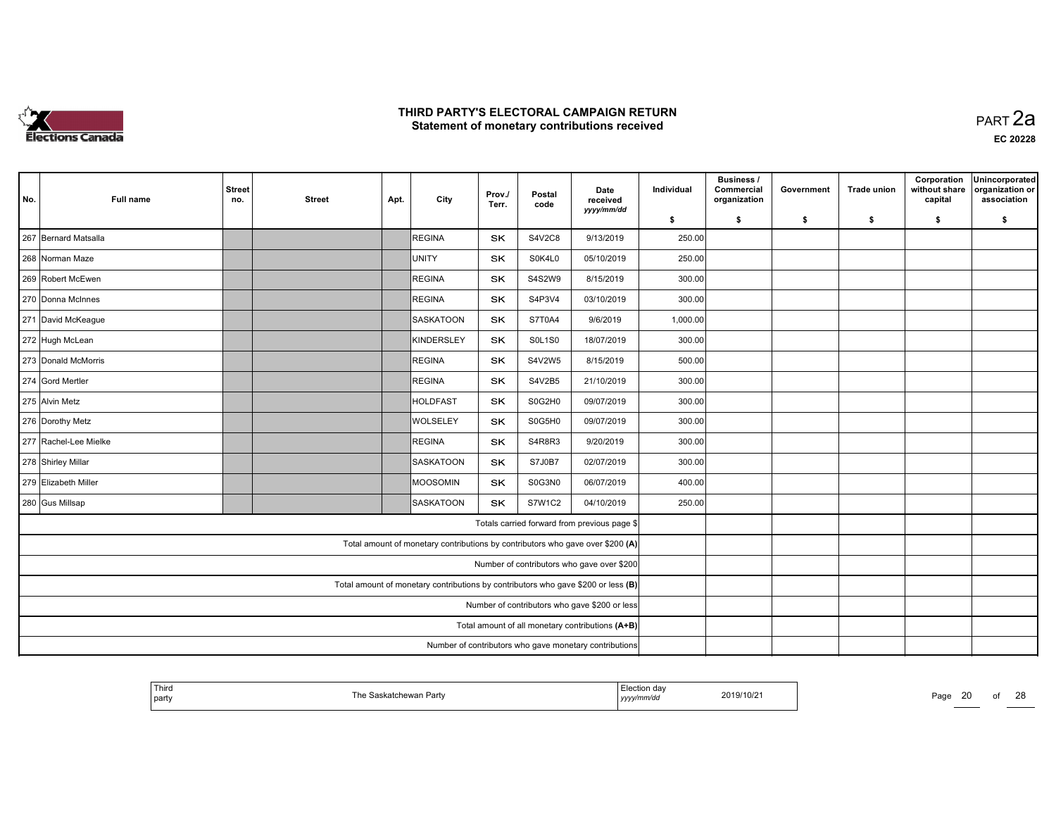# THIRD PARTY'S ELECTORAL CAMPAIGN RETURN
## Statement of monetary contributions received

PART 2a

EC 20228

| No. | Full name | Street no. | Street | Apt. | City | Prov./Terr. | Postal code | Date received yyyy/mm/dd | Individual $ | Business / Commercial organization $ | Government $ | Trade union $ | Corporation without share capital $ | Unincorporated organization or association $ |
|---|---|---|---|---|---|---|---|---|---|---|---|---|---|---|
| 267 | Bernard Matsalla | | | | REGINA | SK | S4V2C8 | 9/13/2019 | 250.00 | | | | | |
| 268 | Norman Maze | | | | UNITY | SK | S0K4L0 | 05/10/2019 | 250.00 | | | | | |
| 269 | Robert McEwen | | | | REGINA | SK | S4S2W9 | 8/15/2019 | 300.00 | | | | | |
| 270 | Donna McInnes | | | | REGINA | SK | S4P3V4 | 03/10/2019 | 300.00 | | | | | |
| 271 | David McKeague | | | | SASKATOON | SK | S7T0A4 | 9/6/2019 | 1,000.00 | | | | | |
| 272 | Hugh McLean | | | | KINDERSLEY | SK | S0L1S0 | 18/07/2019 | 300.00 | | | | | |
| 273 | Donald McMorris | | | | REGINA | SK | S4V2W5 | 8/15/2019 | 500.00 | | | | | |
| 274 | Gord Mertler | | | | REGINA | SK | S4V2B5 | 21/10/2019 | 300.00 | | | | | |
| 275 | Alvin Metz | | | | HOLDFAST | SK | S0G2H0 | 09/07/2019 | 300.00 | | | | | |
| 276 | Dorothy Metz | | | | WOLSELEY | SK | S0G5H0 | 09/07/2019 | 300.00 | | | | | |
| 277 | Rachel-Lee Mielke | | | | REGINA | SK | S4R8R3 | 9/20/2019 | 300.00 | | | | | |
| 278 | Shirley Millar | | | | SASKATOON | SK | S7J0B7 | 02/07/2019 | 300.00 | | | | | |
| 279 | Elizabeth Miller | | | | MOOSOMIN | SK | S0G3N0 | 06/07/2019 | 400.00 | | | | | |
| 280 | Gus Millsap | | | | SASKATOON | SK | S7W1C2 | 04/10/2019 | 250.00 | | | | | |
| | Totals carried forward from previous page $ | | | | | | | | | | | | | |
| | Total amount of monetary contributions by contributors who gave over $200 (A) | | | | | | | | | | | | | |
| | Number of contributors who gave over $200 | | | | | | | | | | | | | |
| | Total amount of monetary contributions by contributors who gave $200 or less (B) | | | | | | | | | | | | | |
| | Number of contributors who gave $200 or less | | | | | | | | | | | | | |
| | Total amount of all monetary contributions (A+B) | | | | | | | | | | | | | |
| | Number of contributors who gave monetary contributions | | | | | | | | | | | | | |

| Third party | The Saskatchewan Party | Election day yyyy/mm/dd | 2019/10/21 |
|---|---|---|---|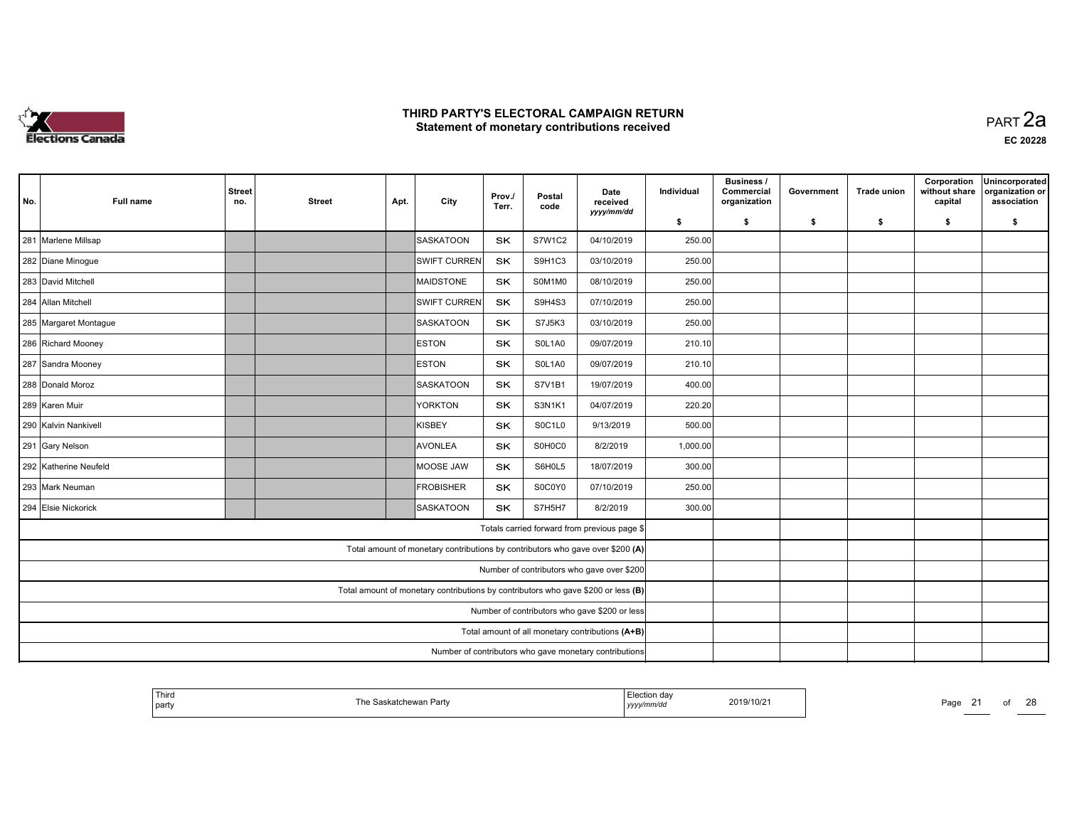# THIRD PARTY'S ELECTORAL CAMPAIGN RETURN
## Statement of monetary contributions received

PART 2a

EC 20228

| No. | Full name | Street no. | Street | Apt. | City | Prov./ Terr. | Postal code | Date received yyyy/mm/dd | Individual $ | Business / Commercial organization $ | Government $ | Trade union $ | Corporation without share capital $ | Unincorporated organization or association $ |
|---|---|---|---|---|---|---|---|---|---|---|---|---|---|---|
| 281 | Marlene Millsap | | | | SASKATOON | SK | S7W1C2 | 04/10/2019 | 250.00 | | | | | |
| 282 | Diane Minogue | | | | SWIFT CURREN | SK | S9H1C3 | 03/10/2019 | 250.00 | | | | | |
| 283 | David Mitchell | | | | MAIDSTONE | SK | S0M1M0 | 08/10/2019 | 250.00 | | | | | |
| 284 | Allan Mitchell | | | | SWIFT CURREN | SK | S9H4S3 | 07/10/2019 | 250.00 | | | | | |
| 285 | Margaret Montague | | | | SASKATOON | SK | S7J5K3 | 03/10/2019 | 250.00 | | | | | |
| 286 | Richard Mooney | | | | ESTON | SK | S0L1A0 | 09/07/2019 | 210.10 | | | | | |
| 287 | Sandra Mooney | | | | ESTON | SK | S0L1A0 | 09/07/2019 | 210.10 | | | | | |
| 288 | Donald Moroz | | | | SASKATOON | SK | S7V1B1 | 19/07/2019 | 400.00 | | | | | |
| 289 | Karen Muir | | | | YORKTON | SK | S3N1K1 | 04/07/2019 | 220.20 | | | | | |
| 290 | Kalvin Nankivell | | | | KISBEY | SK | S0C1L0 | 9/13/2019 | 500.00 | | | | | |
| 291 | Gary Nelson | | | | AVONLEA | SK | S0H0C0 | 8/2/2019 | 1,000.00 | | | | | |
| 292 | Katherine Neufeld | | | | MOOSE JAW | SK | S6H0L5 | 18/07/2019 | 300.00 | | | | | |
| 293 | Mark Neuman | | | | FROBISHER | SK | S0C0Y0 | 07/10/2019 | 250.00 | | | | | |
| 294 | Elsie Nickorick | | | | SASKATOON | SK | S7H5H7 | 8/2/2019 | 300.00 | | | | | |
| | Totals carried forward from previous page $ | | | | | | | | | | | | | |
| | Total amount of monetary contributions by contributors who gave over $200 (A) | | | | | | | | | | | | | |
| | Number of contributors who gave over $200 | | | | | | | | | | | | | |
| | Total amount of monetary contributions by contributors who gave $200 or less (B) | | | | | | | | | | | | | |
| | Number of contributors who gave $200 or less | | | | | | | | | | | | | |
| | Total amount of all monetary contributions (A+B) | | | | | | | | | | | | | |
| | Number of contributors who gave monetary contributions | | | | | | | | | | | | | |

| Third party | The Saskatchewan Party | Election day yyyy/mm/dd | 2019/10/21 |
|---|---|---|---|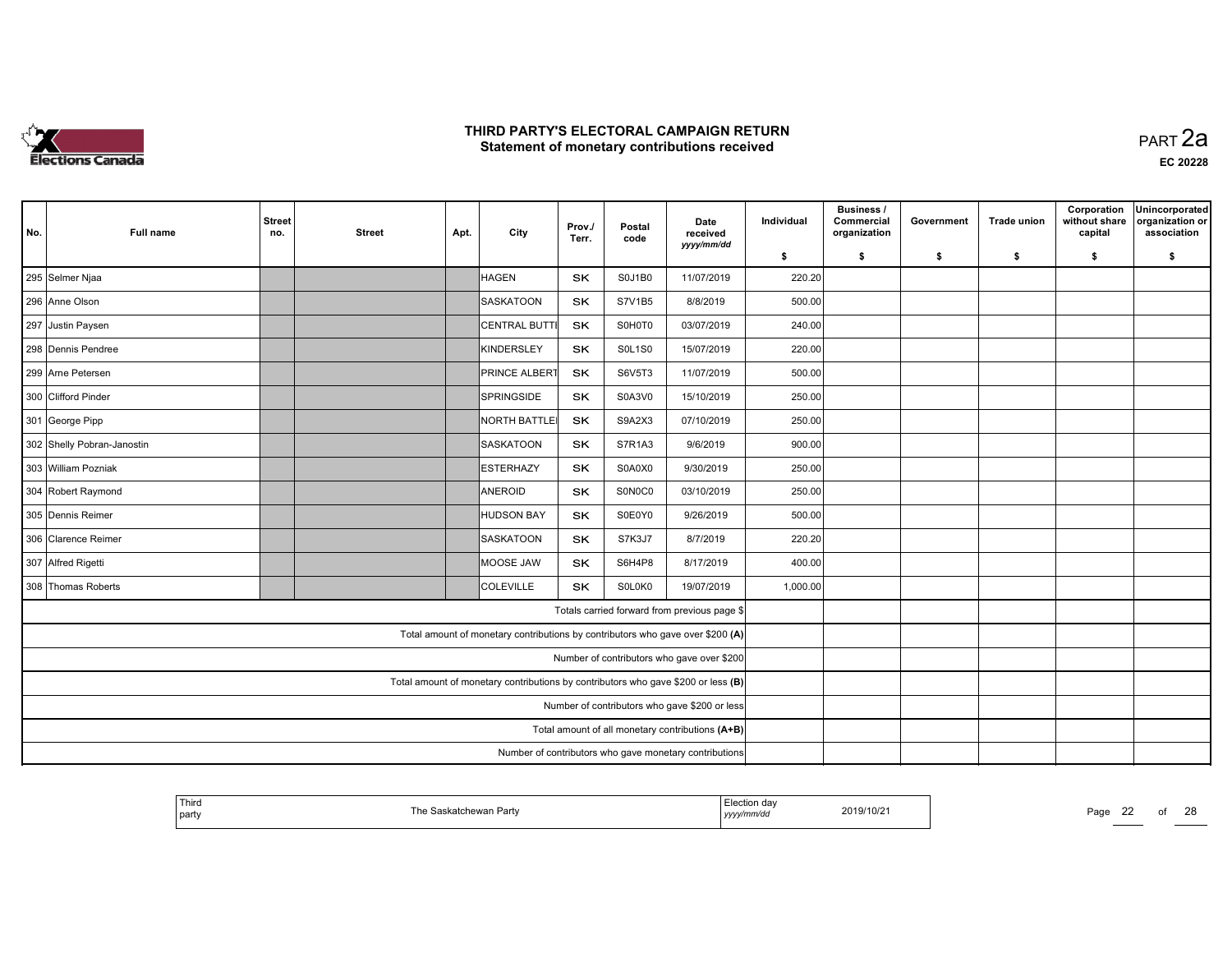# THIRD PARTY'S ELECTORAL CAMPAIGN RETURN
## Statement of monetary contributions received

PART 2a

EC 20228

| No. | Full name | Street no. | Street | Apt. | City | Prov./Terr. | Postal code | Date received yyyy/mm/dd | Individual $ | Business / Commercial organization $ | Government $ | Trade union $ | Corporation without share capital $ | Unincorporated organization or association $ |
|---|---|---|---|---|---|---|---|---|---|---|---|---|---|---|
| 295 | Selmer Njaa | | | | HAGEN | SK | S0J1B0 | 11/07/2019 | 220.20 | | | | | |
| 296 | Anne Olson | | | | SASKATOON | SK | S7V1B5 | 8/8/2019 | 500.00 | | | | | |
| 297 | Justin Paysen | | | | CENTRAL BUTTI | SK | S0H0T0 | 03/07/2019 | 240.00 | | | | | |
| 298 | Dennis Pendree | | | | KINDERSLEY | SK | S0L1S0 | 15/07/2019 | 220.00 | | | | | |
| 299 | Arne Petersen | | | | PRINCE ALBERT | SK | S6V5T3 | 11/07/2019 | 500.00 | | | | | |
| 300 | Clifford Pinder | | | | SPRINGSIDE | SK | S0A3V0 | 15/10/2019 | 250.00 | | | | | |
| 301 | George Pipp | | | | NORTH BATTLEI | SK | S9A2X3 | 07/10/2019 | 250.00 | | | | | |
| 302 | Shelly Pobran-Janostin | | | | SASKATOON | SK | S7R1A3 | 9/6/2019 | 900.00 | | | | | |
| 303 | William Pozniak | | | | ESTERHAZY | SK | S0A0X0 | 9/30/2019 | 250.00 | | | | | |
| 304 | Robert Raymond | | | | ANEROID | SK | S0N0C0 | 03/10/2019 | 250.00 | | | | | |
| 305 | Dennis Reimer | | | | HUDSON BAY | SK | S0E0Y0 | 9/26/2019 | 500.00 | | | | | |
| 306 | Clarence Reimer | | | | SASKATOON | SK | S7K3J7 | 8/7/2019 | 220.20 | | | | | |
| 307 | Alfred Rigetti | | | | MOOSE JAW | SK | S6H4P8 | 8/17/2019 | 400.00 | | | | | |
| 308 | Thomas Roberts | | | | COLEVILLE | SK | S0L0K0 | 19/07/2019 | 1,000.00 | | | | | |
| | Totals carried forward from previous page $ | | | | | | | | | | | | | |
| | Total amount of monetary contributions by contributors who gave over $200 (A) | | | | | | | | | | | | | |
| | Number of contributors who gave over $200 | | | | | | | | | | | | | |
| | Total amount of monetary contributions by contributors who gave $200 or less (B) | | | | | | | | | | | | | |
| | Number of contributors who gave $200 or less | | | | | | | | | | | | | |
| | Total amount of all monetary contributions (A+B) | | | | | | | | | | | | | |
| | Number of contributors who gave monetary contributions | | | | | | | | | | | | | |

| Third party | The Saskatchewan Party | Election day yyyy/mm/dd | 2019/10/21 |
|---|---|---|---|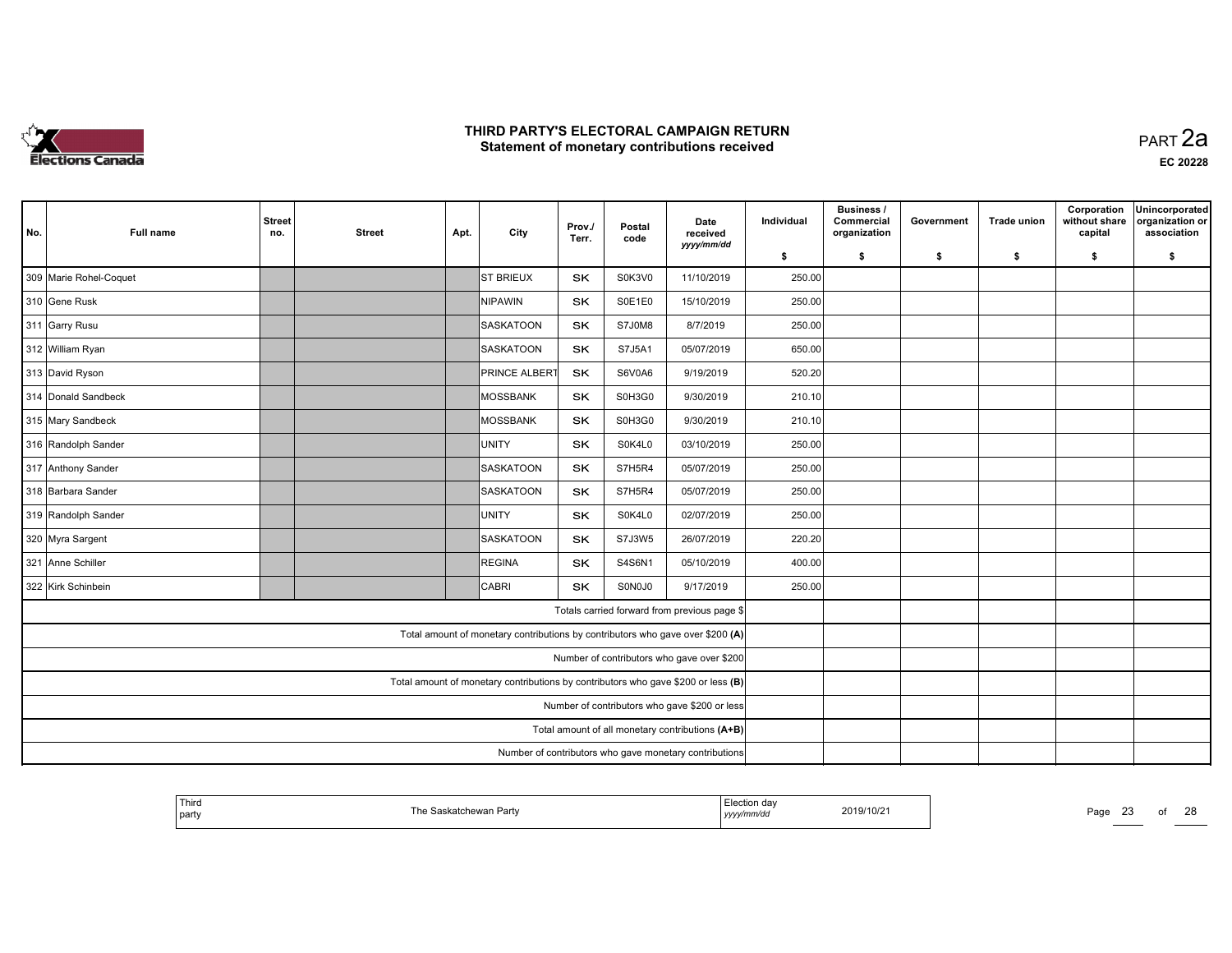# THIRD PARTY'S ELECTORAL CAMPAIGN RETURN
## Statement of monetary contributions received

PART 2a

EC 20228

| No. | Full name | Street no. | Street | Apt. | City | Prov./ Terr. | Postal code | Date received yyyy/mm/dd | Individual $ | Business / Commercial organization $ | Government $ | Trade union $ | Corporation without share capital $ | Unincorporated organization or association $ |
|---|---|---|---|---|---|---|---|---|---|---|---|---|---|---|
| 309 | Marie Rohel-Coquet | | | | ST BRIEUX | SK | S0K3V0 | 11/10/2019 | 250.00 | | | | | |
| 310 | Gene Rusk | | | | NIPAWIN | SK | S0E1E0 | 15/10/2019 | 250.00 | | | | | |
| 311 | Garry Rusu | | | | SASKATOON | SK | S7J0M8 | 8/7/2019 | 250.00 | | | | | |
| 312 | William Ryan | | | | SASKATOON | SK | S7J5A1 | 05/07/2019 | 650.00 | | | | | |
| 313 | David Ryson | | | | PRINCE ALBERT | SK | S6V0A6 | 9/19/2019 | 520.20 | | | | | |
| 314 | Donald Sandbeck | | | | MOSSBANK | SK | S0H3G0 | 9/30/2019 | 210.10 | | | | | |
| 315 | Mary Sandbeck | | | | MOSSBANK | SK | S0H3G0 | 9/30/2019 | 210.10 | | | | | |
| 316 | Randolph Sander | | | | UNITY | SK | S0K4L0 | 03/10/2019 | 250.00 | | | | | |
| 317 | Anthony Sander | | | | SASKATOON | SK | S7H5R4 | 05/07/2019 | 250.00 | | | | | |
| 318 | Barbara Sander | | | | SASKATOON | SK | S7H5R4 | 05/07/2019 | 250.00 | | | | | |
| 319 | Randolph Sander | | | | UNITY | SK | S0K4L0 | 02/07/2019 | 250.00 | | | | | |
| 320 | Myra Sargent | | | | SASKATOON | SK | S7J3W5 | 26/07/2019 | 220.20 | | | | | |
| 321 | Anne Schiller | | | | REGINA | SK | S4S6N1 | 05/10/2019 | 400.00 | | | | | |
| 322 | Kirk Schinbein | | | | CABRI | SK | S0N0J0 | 9/17/2019 | 250.00 | | | | | |
| | Totals carried forward from previous page $ | | | | | | | | | | | | | |
| | Total amount of monetary contributions by contributors who gave over $200 (A) | | | | | | | | | | | | | |
| | Number of contributors who gave over $200 | | | | | | | | | | | | | |
| | Total amount of monetary contributions by contributors who gave $200 or less (B) | | | | | | | | | | | | | |
| | Number of contributors who gave $200 or less | | | | | | | | | | | | | |
| | Total amount of all monetary contributions (A+B) | | | | | | | | | | | | | |
| | Number of contributors who gave monetary contributions | | | | | | | | | | | | | |

| Third party | The Saskatchewan Party | Election day yyyy/mm/dd | 2019/10/21 |
|---|---|---|---|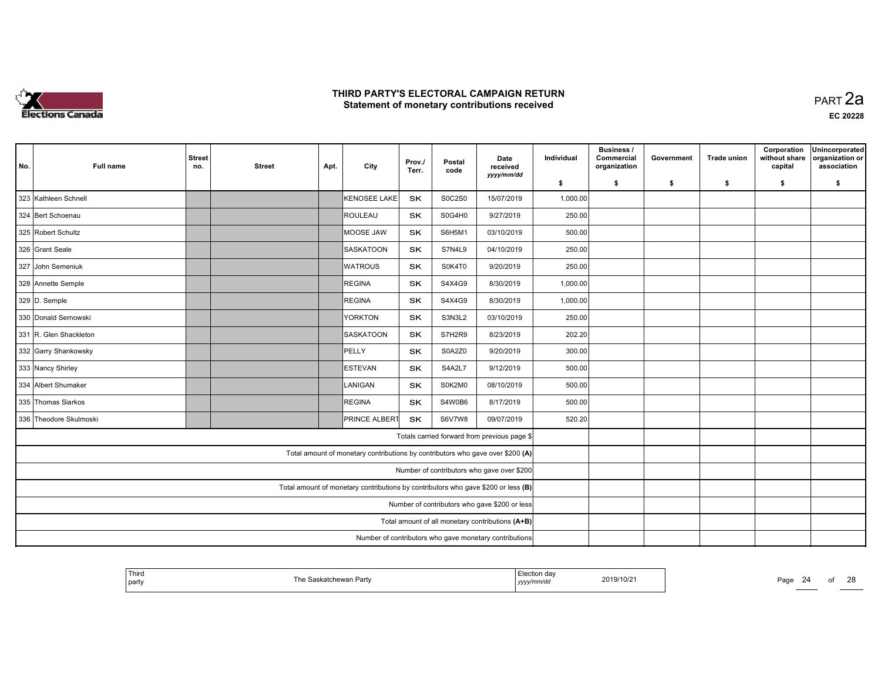# THIRD PARTY'S ELECTORAL CAMPAIGN RETURN
## Statement of monetary contributions received

PART 2a

EC 20228

| No. | Full name | Street no. | Street | Apt. | City | Prov./ Terr. | Postal code | Date received yyyy/mm/dd | Individual $ | Business / Commercial organization $ | Government $ | Trade union $ | Corporation without share capital $ | Unincorporated organization or association $ |
|---|---|---|---|---|---|---|---|---|---|---|---|---|---|---|
| 323 | Kathleen Schnell | | | | KENOSEE LAKE | SK | S0C2S0 | 15/07/2019 | 1,000.00 | | | | | |
| 324 | Bert Schoenau | | | | ROULEAU | SK | S0G4H0 | 9/27/2019 | 250.00 | | | | | |
| 325 | Robert Schultz | | | | MOOSE JAW | SK | S6H5M1 | 03/10/2019 | 500.00 | | | | | |
| 326 | Grant Seale | | | | SASKATOON | SK | S7N4L9 | 04/10/2019 | 250.00 | | | | | |
| 327 | John Semeniuk | | | | WATROUS | SK | S0K4T0 | 9/20/2019 | 250.00 | | | | | |
| 328 | Annette Semple | | | | REGINA | SK | S4X4G9 | 8/30/2019 | 1,000.00 | | | | | |
| 329 | D. Semple | | | | REGINA | SK | S4X4G9 | 8/30/2019 | 1,000.00 | | | | | |
| 330 | Donald Sernowski | | | | YORKTON | SK | S3N3L2 | 03/10/2019 | 250.00 | | | | | |
| 331 | R. Glen Shackleton | | | | SASKATOON | SK | S7H2R9 | 8/23/2019 | 202.20 | | | | | |
| 332 | Garry Shankowsky | | | | PELLY | SK | S0A2Z0 | 9/20/2019 | 300.00 | | | | | |
| 333 | Nancy Shirley | | | | ESTEVAN | SK | S4A2L7 | 9/12/2019 | 500.00 | | | | | |
| 334 | Albert Shumaker | | | | LANIGAN | SK | S0K2M0 | 08/10/2019 | 500.00 | | | | | |
| 335 | Thomas Siarkos | | | | REGINA | SK | S4W0B6 | 8/17/2019 | 500.00 | | | | | |
| 336 | Theodore Skulmoski | | | | PRINCE ALBERT | SK | S6V7W8 | 09/07/2019 | 520.20 | | | | | |
| | Totals carried forward from previous page $ | | | | | | | | | | | | | |
| | Total amount of monetary contributions by contributors who gave over $200 (A) | | | | | | | | | | | | | |
| | Number of contributors who gave over $200 | | | | | | | | | | | | | |
| | Total amount of monetary contributions by contributors who gave $200 or less (B) | | | | | | | | | | | | | |
| | Number of contributors who gave $200 or less | | | | | | | | | | | | | |
| | Total amount of all monetary contributions (A+B) | | | | | | | | | | | | | |
| | Number of contributors who gave monetary contributions | | | | | | | | | | | | | |

| Third party | The Saskatchewan Party | Election day yyyy/mm/dd | 2019/10/21 |
|---|---|---|---|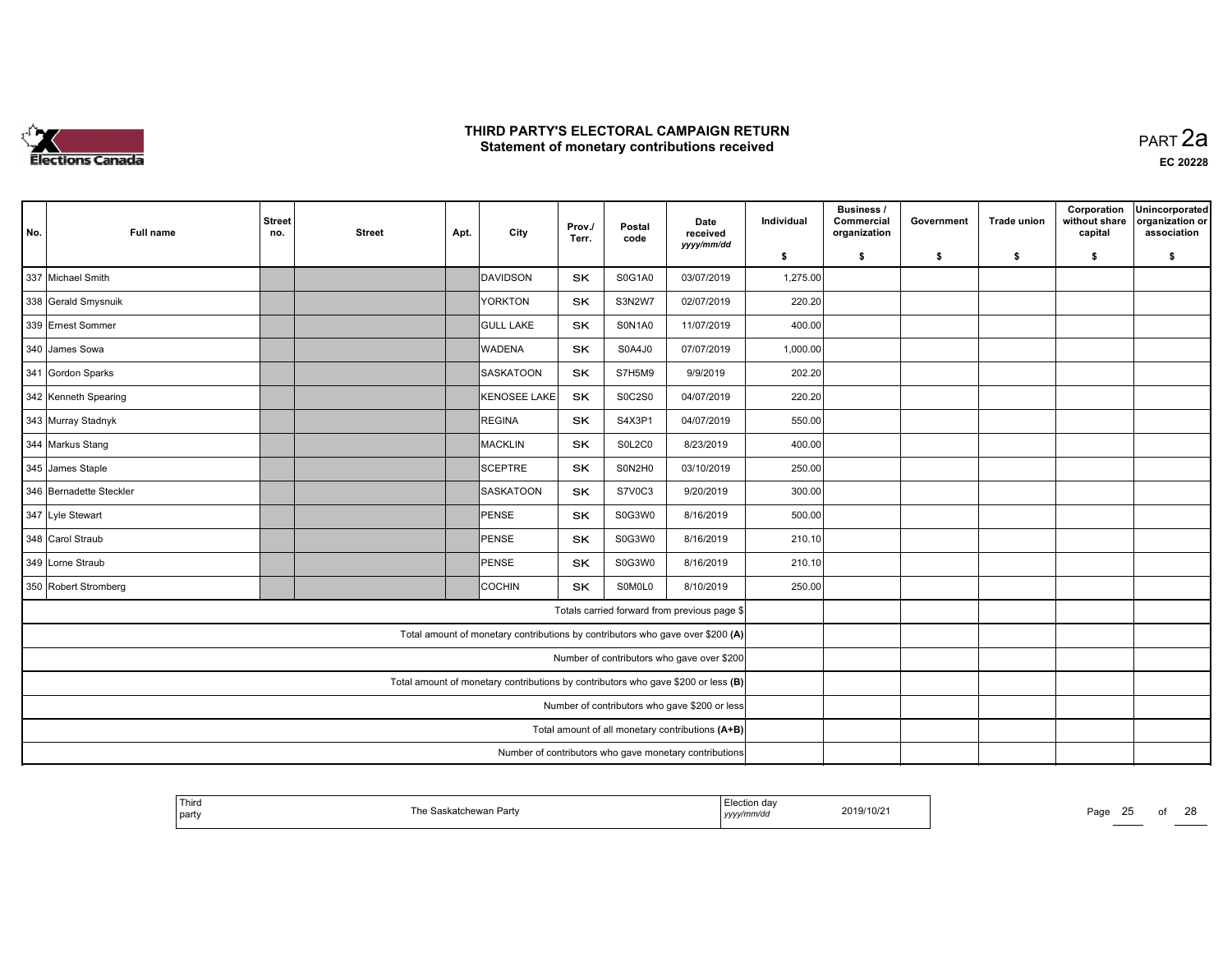# THIRD PARTY'S ELECTORAL CAMPAIGN RETURN
## Statement of monetary contributions received

PART 2a

EC 20228

| No. | Full name | Street no. | Street | Apt. | City | Prov./ Terr. | Postal code | Date received yyyy/mm/dd | Individual $ | Business / Commercial organization $ | Government $ | Trade union $ | Corporation without share capital $ | Unincorporated organization or association $ |
|---|---|---|---|---|---|---|---|---|---|---|---|---|---|---|
| 337 | Michael Smith | | | | DAVIDSON | SK | S0G1A0 | 03/07/2019 | 1,275.00 | | | | | |
| 338 | Gerald Smysnuik | | | | YORKTON | SK | S3N2W7 | 02/07/2019 | 220.20 | | | | | |
| 339 | Ernest Sommer | | | | GULL LAKE | SK | S0N1A0 | 11/07/2019 | 400.00 | | | | | |
| 340 | James Sowa | | | | WADENA | SK | S0A4J0 | 07/07/2019 | 1,000.00 | | | | | |
| 341 | Gordon Sparks | | | | SASKATOON | SK | S7H5M9 | 9/9/2019 | 202.20 | | | | | |
| 342 | Kenneth Spearing | | | | KENOSEE LAKE | SK | S0C2S0 | 04/07/2019 | 220.20 | | | | | |
| 343 | Murray Stadnyk | | | | REGINA | SK | S4X3P1 | 04/07/2019 | 550.00 | | | | | |
| 344 | Markus Stang | | | | MACKLIN | SK | S0L2C0 | 8/23/2019 | 400.00 | | | | | |
| 345 | James Staple | | | | SCEPTRE | SK | S0N2H0 | 03/10/2019 | 250.00 | | | | | |
| 346 | Bernadette Steckler | | | | SASKATOON | SK | S7V0C3 | 9/20/2019 | 300.00 | | | | | |
| 347 | Lyle Stewart | | | | PENSE | SK | S0G3W0 | 8/16/2019 | 500.00 | | | | | |
| 348 | Carol Straub | | | | PENSE | SK | S0G3W0 | 8/16/2019 | 210.10 | | | | | |
| 349 | Lorne Straub | | | | PENSE | SK | S0G3W0 | 8/16/2019 | 210.10 | | | | | |
| 350 | Robert Stromberg | | | | COCHIN | SK | S0M0L0 | 8/10/2019 | 250.00 | | | | | |
| | Totals carried forward from previous page $ | | | | | | | | | | | | | |
| | Total amount of monetary contributions by contributors who gave over $200 (A) | | | | | | | | | | | | | |
| | Number of contributors who gave over $200 | | | | | | | | | | | | | |
| | Total amount of monetary contributions by contributors who gave $200 or less (B) | | | | | | | | | | | | | |
| | Number of contributors who gave $200 or less | | | | | | | | | | | | | |
| | Total amount of all monetary contributions (A+B) | | | | | | | | | | | | | |
| | Number of contributors who gave monetary contributions | | | | | | | | | | | | | |

| Third party | The Saskatchewan Party | Election day yyyy/mm/dd | 2019/10/21 |
|---|---|---|---|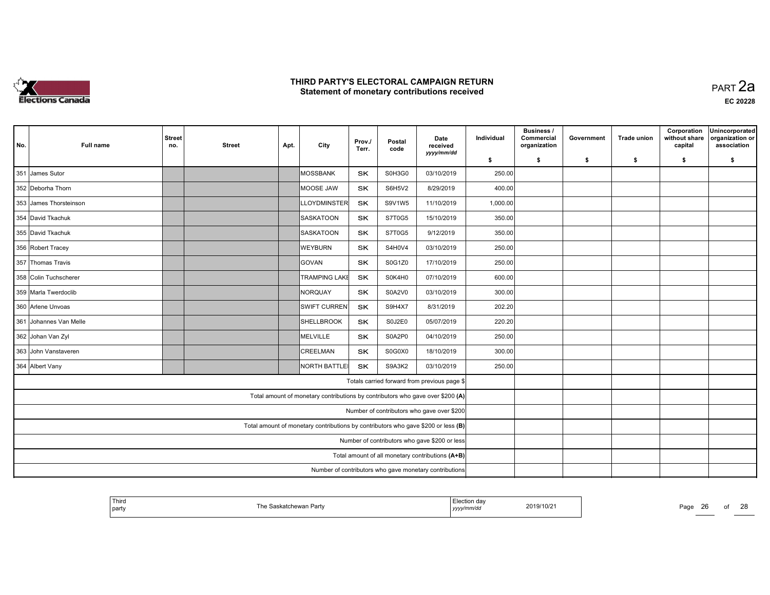# THIRD PARTY'S ELECTORAL CAMPAIGN RETURN
## Statement of monetary contributions received

PART 2a

EC 20228

| No. | Full name | Street no. | Street | Apt. | City | Prov./ Terr. | Postal code | Date received yyyy/mm/dd | Individual $ | Business / Commercial organization $ | Government $ | Trade union $ | Corporation without share capital $ | Unincorporated organization or association $ |
|---|---|---|---|---|---|---|---|---|---|---|---|---|---|---|
| 351 | James Sutor | | | | MOSSBANK | SK | S0H3G0 | 03/10/2019 | 250.00 | | | | | |
| 352 | Deborha Thorn | | | | MOOSE JAW | SK | S6H5V2 | 8/29/2019 | 400.00 | | | | | |
| 353 | James Thorsteinson | | | | LLOYDMINSTER | SK | S9V1W5 | 11/10/2019 | 1,000.00 | | | | | |
| 354 | David Tkachuk | | | | SASKATOON | SK | S7T0G5 | 15/10/2019 | 350.00 | | | | | |
| 355 | David Tkachuk | | | | SASKATOON | SK | S7T0G5 | 9/12/2019 | 350.00 | | | | | |
| 356 | Robert Tracey | | | | WEYBURN | SK | S4H0V4 | 03/10/2019 | 250.00 | | | | | |
| 357 | Thomas Travis | | | | GOVAN | SK | S0G1Z0 | 17/10/2019 | 250.00 | | | | | |
| 358 | Colin Tuchscherer | | | | TRAMPING LAKE | SK | S0K4H0 | 07/10/2019 | 600.00 | | | | | |
| 359 | Marla Twerdoclib | | | | NORQUAY | SK | S0A2V0 | 03/10/2019 | 300.00 | | | | | |
| 360 | Arlene Unvoas | | | | SWIFT CURRENT | SK | S9H4X7 | 8/31/2019 | 202.20 | | | | | |
| 361 | Johannes Van Melle | | | | SHELLBROOK | SK | S0J2E0 | 05/07/2019 | 220.20 | | | | | |
| 362 | Johan Van Zyl | | | | MELVILLE | SK | S0A2P0 | 04/10/2019 | 250.00 | | | | | |
| 363 | John Vanstaveren | | | | CREELMAN | SK | S0G0X0 | 18/10/2019 | 300.00 | | | | | |
| 364 | Albert Vany | | | | NORTH BATTLEFORD | SK | S9A3K2 | 03/10/2019 | 250.00 | | | | | |
| | Totals carried forward from previous page $ | | | | | | | | | | | | | |
| | Total amount of monetary contributions by contributors who gave over $200 (A) | | | | | | | | | | | | | |
| | Number of contributors who gave over $200 | | | | | | | | | | | | | |
| | Total amount of monetary contributions by contributors who gave $200 or less (B) | | | | | | | | | | | | | |
| | Number of contributors who gave $200 or less | | | | | | | | | | | | | |
| | Total amount of all monetary contributions (A+B) | | | | | | | | | | | | | |
| | Number of contributors who gave monetary contributions | | | | | | | | | | | | | |

| Third party | The Saskatchewan Party | Election day yyyy/mm/dd | 2019/10/21 |
|---|---|---|---|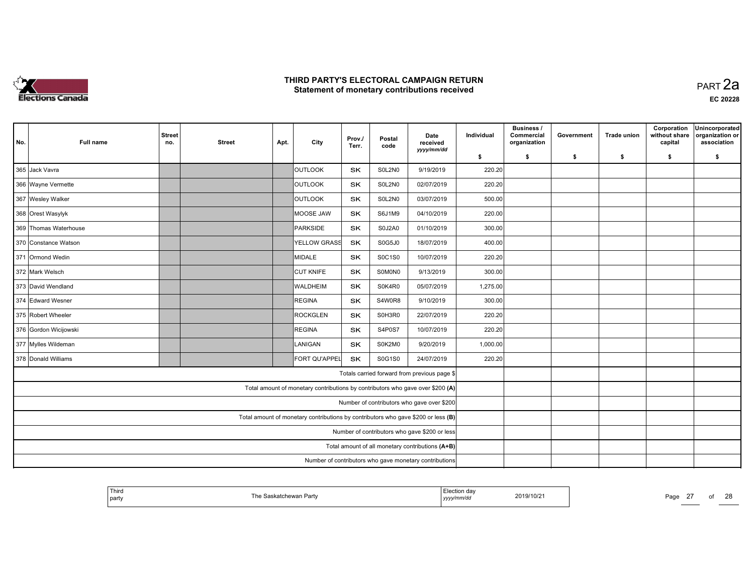# THIRD PARTY'S ELECTORAL CAMPAIGN RETURN
## Statement of monetary contributions received

PART 2a

EC 20228

| No. | Full name | Street no. | Street | Apt. | City | Prov./ Terr. | Postal code | Date received yyyy/mm/dd | Individual $ | Business / Commercial organization $ | Government $ | Trade union $ | Corporation without share capital $ | Unincorporated organization or association $ |
|---|---|---|---|---|---|---|---|---|---|---|---|---|---|---|
| 365 | Jack Vavra | | | | OUTLOOK | SK | S0L2N0 | 9/19/2019 | 220.20 | | | | | |
| 366 | Wayne Vermette | | | | OUTLOOK | SK | S0L2N0 | 02/07/2019 | 220.20 | | | | | |
| 367 | Wesley Walker | | | | OUTLOOK | SK | S0L2N0 | 03/07/2019 | 500.00 | | | | | |
| 368 | Orest Wasylyk | | | | MOOSE JAW | SK | S6J1M9 | 04/10/2019 | 220.00 | | | | | |
| 369 | Thomas Waterhouse | | | | PARKSIDE | SK | S0J2A0 | 01/10/2019 | 300.00 | | | | | |
| 370 | Constance Watson | | | | YELLOW GRASS | SK | S0G5J0 | 18/07/2019 | 400.00 | | | | | |
| 371 | Ormond Wedin | | | | MIDALE | SK | S0C1S0 | 10/07/2019 | 220.20 | | | | | |
| 372 | Mark Welsch | | | | CUT KNIFE | SK | S0M0N0 | 9/13/2019 | 300.00 | | | | | |
| 373 | David Wendland | | | | WALDHEIM | SK | S0K4R0 | 05/07/2019 | 1,275.00 | | | | | |
| 374 | Edward Wesner | | | | REGINA | SK | S4W0R8 | 9/10/2019 | 300.00 | | | | | |
| 375 | Robert Wheeler | | | | ROCKGLEN | SK | S0H3R0 | 22/07/2019 | 220.20 | | | | | |
| 376 | Gordon Wicijowski | | | | REGINA | SK | S4P0S7 | 10/07/2019 | 220.20 | | | | | |
| 377 | Mylles Wildeman | | | | LANIGAN | SK | S0K2M0 | 9/20/2019 | 1,000.00 | | | | | |
| 378 | Donald Williams | | | | FORT QU'APPEL | SK | S0G1S0 | 24/07/2019 | 220.20 | | | | | |
| | Totals carried forward from previous page $ | | | | | | | | | | | | | |
| | Total amount of monetary contributions by contributors who gave over $200 (A) | | | | | | | | | | | | | |
| | Number of contributors who gave over $200 | | | | | | | | | | | | | |
| | Total amount of monetary contributions by contributors who gave $200 or less (B) | | | | | | | | | | | | | |
| | Number of contributors who gave $200 or less | | | | | | | | | | | | | |
| | Total amount of all monetary contributions (A+B) | | | | | | | | | | | | | |
| | Number of contributors who gave monetary contributions | | | | | | | | | | | | | |

| Third party | The Saskatchewan Party | Election day yyyy/mm/dd | 2019/10/21 |
|---|---|---|---|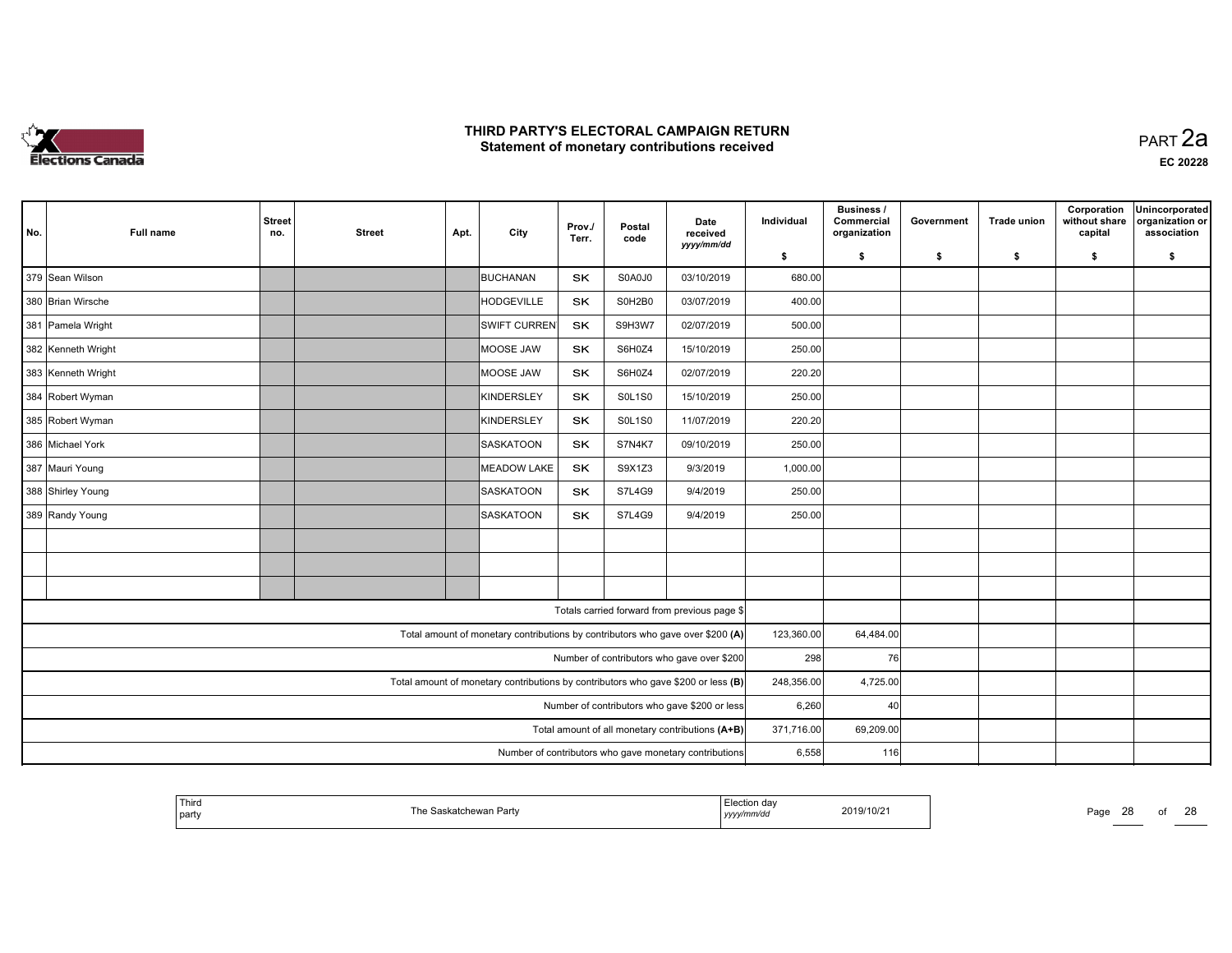# THIRD PARTY'S ELECTORAL CAMPAIGN RETURN
## Statement of monetary contributions received

PART 2a

EC 20228

| No. | Full name | Street no. | Street | Apt. | City | Prov./Terr. | Postal code | Date received yyyy/mm/dd | Individual $ | Business / Commercial organization $ | Government $ | Trade union $ | Corporation without share capital $ | Unincorporated organization or association $ |
|---|---|---|---|---|---|---|---|---|---|---|---|---|---|---|
| 379 | Sean Wilson | | | | BUCHANAN | SK | S0A0J0 | 03/10/2019 | 680.00 | | | | | |
| 380 | Brian Wirsche | | | | HODGEVILLE | SK | S0H2B0 | 03/07/2019 | 400.00 | | | | | |
| 381 | Pamela Wright | | | | SWIFT CURREN | SK | S9H3W7 | 02/07/2019 | 500.00 | | | | | |
| 382 | Kenneth Wright | | | | MOOSE JAW | SK | S6H0Z4 | 15/10/2019 | 250.00 | | | | | |
| 383 | Kenneth Wright | | | | MOOSE JAW | SK | S6H0Z4 | 02/07/2019 | 220.20 | | | | | |
| 384 | Robert Wyman | | | | KINDERSLEY | SK | S0L1S0 | 15/10/2019 | 250.00 | | | | | |
| 385 | Robert Wyman | | | | KINDERSLEY | SK | S0L1S0 | 11/07/2019 | 220.20 | | | | | |
| 386 | Michael York | | | | SASKATOON | SK | S7N4K7 | 09/10/2019 | 250.00 | | | | | |
| 387 | Mauri Young | | | | MEADOW LAKE | SK | S9X1Z3 | 9/3/2019 | 1,000.00 | | | | | |
| 388 | Shirley Young | | | | SASKATOON | SK | S7L4G9 | 9/4/2019 | 250.00 | | | | | |
| 389 | Randy Young | | | | SASKATOON | SK | S7L4G9 | 9/4/2019 | 250.00 | | | | | |
| | | | | | | | | | | | | | | |
| | | | | | | | | | | | | | | |
| | | | | | | | | | | | | | | |
| | Totals carried forward from previous page $ | | | | | | | | | | | | | |
| | Total amount of monetary contributions by contributors who gave over $200 (A) | | | | | | | | 123,360.00 | 64,484.00 | | | | |
| | Number of contributors who gave over $200 | | | | | | | | 298 | 76 | | | | |
| | Total amount of monetary contributions by contributors who gave $200 or less (B) | | | | | | | | 248,356.00 | 4,725.00 | | | | |
| | Number of contributors who gave $200 or less | | | | | | | | 6,260 | 40 | | | | |
| | Total amount of all monetary contributions (A+B) | | | | | | | | 371,716.00 | 69,209.00 | | | | |
| | Number of contributors who gave monetary contributions | | | | | | | | 6,558 | 116 | | | | |

| Third party | The Saskatchewan Party | Election day yyyy/mm/dd | 2019/10/21 |
|---|---|---|---|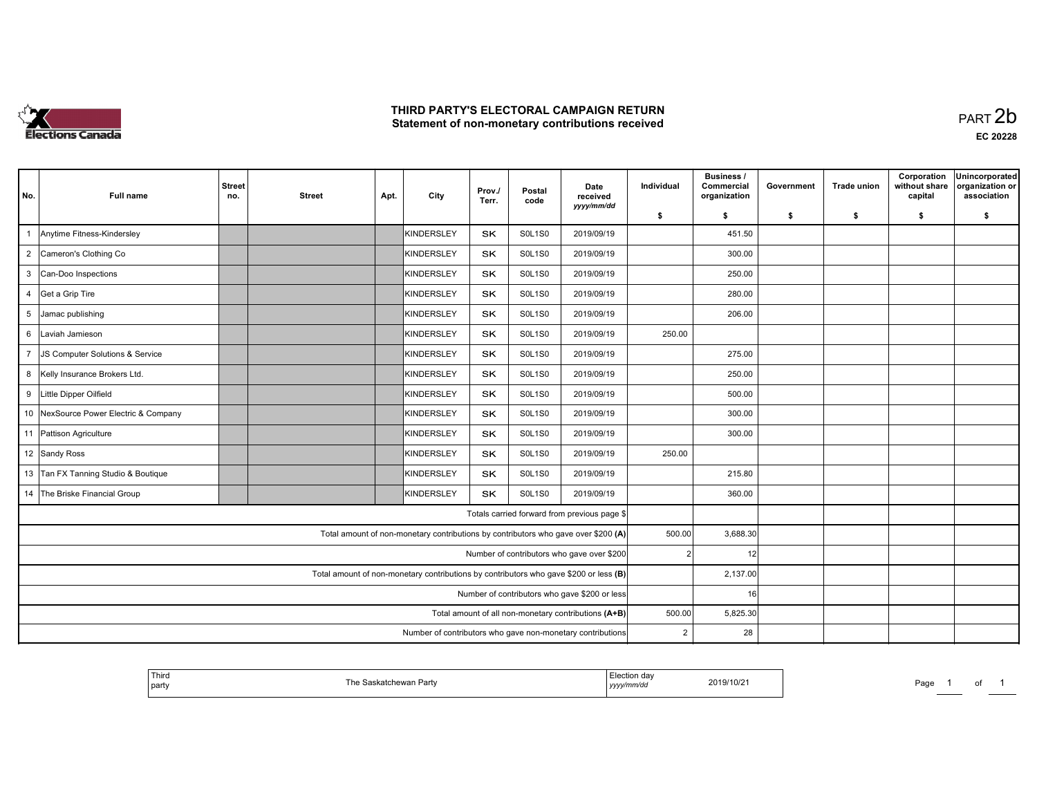# THIRD PARTY'S ELECTORAL CAMPAIGN RETURN
## Statement of non-monetary contributions received

PART 2b

EC 20228

| No. | Full name | Street no. | Street | Apt. | City | Prov./ Terr. | Postal code | Date received yyyy/mm/dd | Individual $ | Business / Commercial organization $ | Government $ | Trade union $ | Corporation without share capital $ | Unincorporated organization or association $ |
|---|---|---|---|---|---|---|---|---|---|---|---|---|---|---|
| 1 | Anytime Fitness-Kindersley | | | | KINDERSLEY | SK | S0L1S0 | 2019/09/19 | | 451.50 | | | | |
| 2 | Cameron's Clothing Co | | | | KINDERSLEY | SK | S0L1S0 | 2019/09/19 | | 300.00 | | | | |
| 3 | Can-Doo Inspections | | | | KINDERSLEY | SK | S0L1S0 | 2019/09/19 | | 250.00 | | | | |
| 4 | Get a Grip Tire | | | | KINDERSLEY | SK | S0L1S0 | 2019/09/19 | | 280.00 | | | | |
| 5 | Jamac publishing | | | | KINDERSLEY | SK | S0L1S0 | 2019/09/19 | | 206.00 | | | | |
| 6 | Laviah Jamieson | | | | KINDERSLEY | SK | S0L1S0 | 2019/09/19 | 250.00 | | | | | |
| 7 | JS Computer Solutions & Service | | | | KINDERSLEY | SK | S0L1S0 | 2019/09/19 | | 275.00 | | | | |
| 8 | Kelly Insurance Brokers Ltd. | | | | KINDERSLEY | SK | S0L1S0 | 2019/09/19 | | 250.00 | | | | |
| 9 | Little Dipper Oilfield | | | | KINDERSLEY | SK | S0L1S0 | 2019/09/19 | | 500.00 | | | | |
| 10 | NexSource Power Electric & Company | | | | KINDERSLEY | SK | S0L1S0 | 2019/09/19 | | 300.00 | | | | |
| 11 | Pattison Agriculture | | | | KINDERSLEY | SK | S0L1S0 | 2019/09/19 | | 300.00 | | | | |
| 12 | Sandy Ross | | | | KINDERSLEY | SK | S0L1S0 | 2019/09/19 | 250.00 | | | | | |
| 13 | Tan FX Tanning Studio & Boutique | | | | KINDERSLEY | SK | S0L1S0 | 2019/09/19 | | 215.80 | | | | |
| 14 | The Briske Financial Group | | | | KINDERSLEY | SK | S0L1S0 | 2019/09/19 | | 360.00 | | | | |
| | Totals carried forward from previous page $ | | | | | | | | | | | | | |
| | Total amount of non-monetary contributions by contributors who gave over $200 (A) | | | | | | | | 500.00 | 3,688.30 | | | | |
| | Number of contributors who gave over $200 | | | | | | | | 2 | 12 | | | | |
| | Total amount of non-monetary contributions by contributors who gave $200 or less (B) | | | | | | | | | 2,137.00 | | | | |
| | Number of contributors who gave $200 or less | | | | | | | | | 16 | | | | |
| | Total amount of all non-monetary contributions (A+B) | | | | | | | | 500.00 | 5,825.30 | | | | |
| | Number of contributors who gave non-monetary contributions | | | | | | | | 2 | 28 | | | | |

| Third party | The Saskatchewan Party | Election day yyyy/mm/dd | 2019/10/21 |
|---|---|---|---|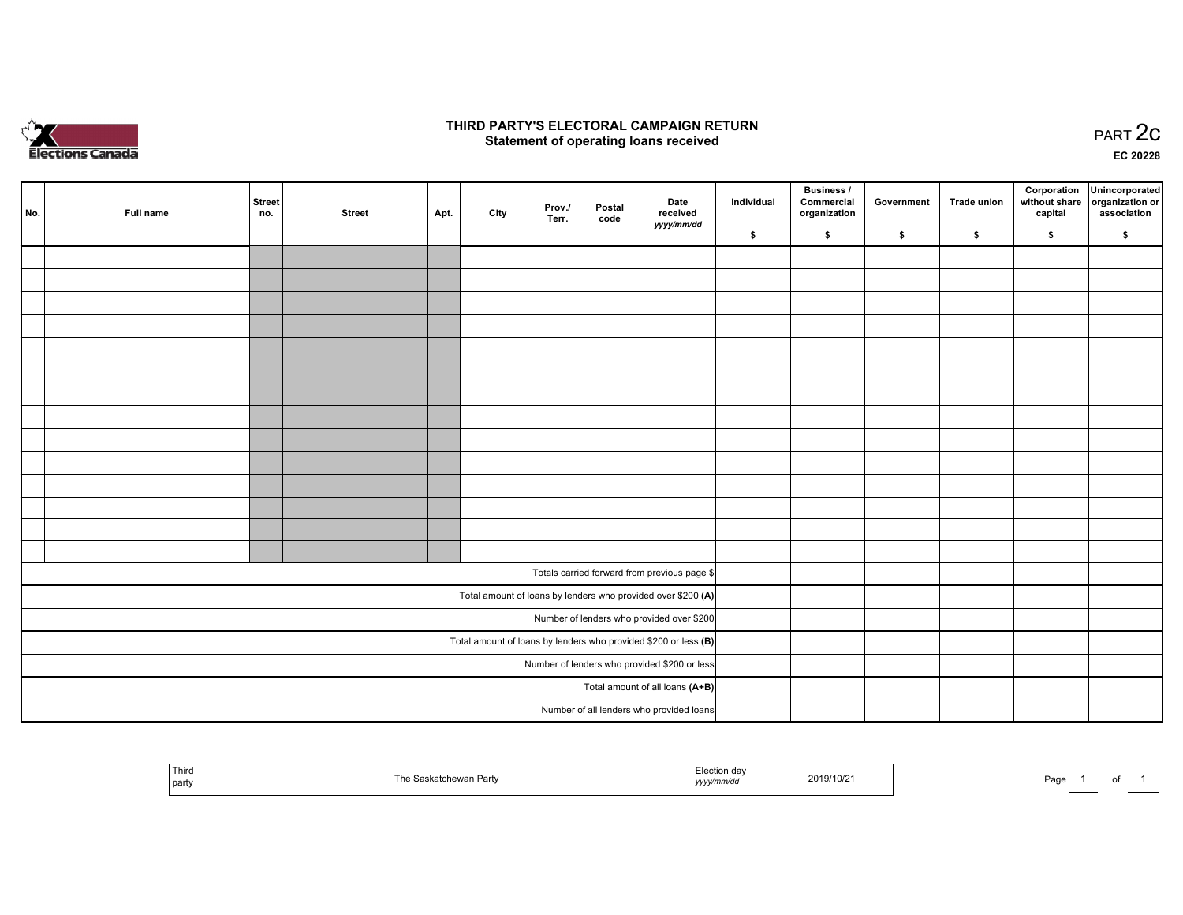# THIRD PARTY'S ELECTORAL CAMPAIGN RETURN
## Statement of operating loans received

PART 2c

EC 20228

| No. | Full name | Street no. | Street | Apt. | City | Prov./ Terr. | Postal code | Date received *yyyy/mm/dd* | Individual $ | Business / Commercial organization $ | Government $ | Trade union $ | Corporation without share capital $ | Unincorporated organization or association $ |
|---|---|---|---|---|---|---|---|---|---|---|---|---|---|---|
| | | | | | | | | | | | | | | |
| | | | | | | | | | | | | | | |
| | | | | | | | | | | | | | | |
| | | | | | | | | | | | | | | |
| | | | | | | | | | | | | | | |
| | | | | | | | | | | | | | | |
| | | | | | | | | | | | | | | |
| | | | | | | | | | | | | | | |
| | | | | | | | | | | | | | | |
| | | | | | | | | | | | | | | |
| | | | | | | | | | | | | | | |
| | | | | | | | | | | | | | | |
| | | | | | | | | | | | | | | |
| | | | | | | | | | | | | | | |
| Totals carried forward from previous page $ | | | | | | | | | | | | | | |
| Total amount of loans by lenders who provided over $200 **(A)** | | | | | | | | | | | | | | |
| Number of lenders who provided over $200 | | | | | | | | | | | | | | |
| Total amount of loans by lenders who provided $200 or less **(B)** | | | | | | | | | | | | | | |
| Number of lenders who provided $200 or less | | | | | | | | | | | | | | |
| Total amount of all loans **(A+B)** | | | | | | | | | | | | | | |
| Number of all lenders who provided loans | | | | | | | | | | | | | | |

| Third party | The Saskatchewan Party | Election day *yyyy/mm/dd* | 2019/10/21 |
|---|---|---|---|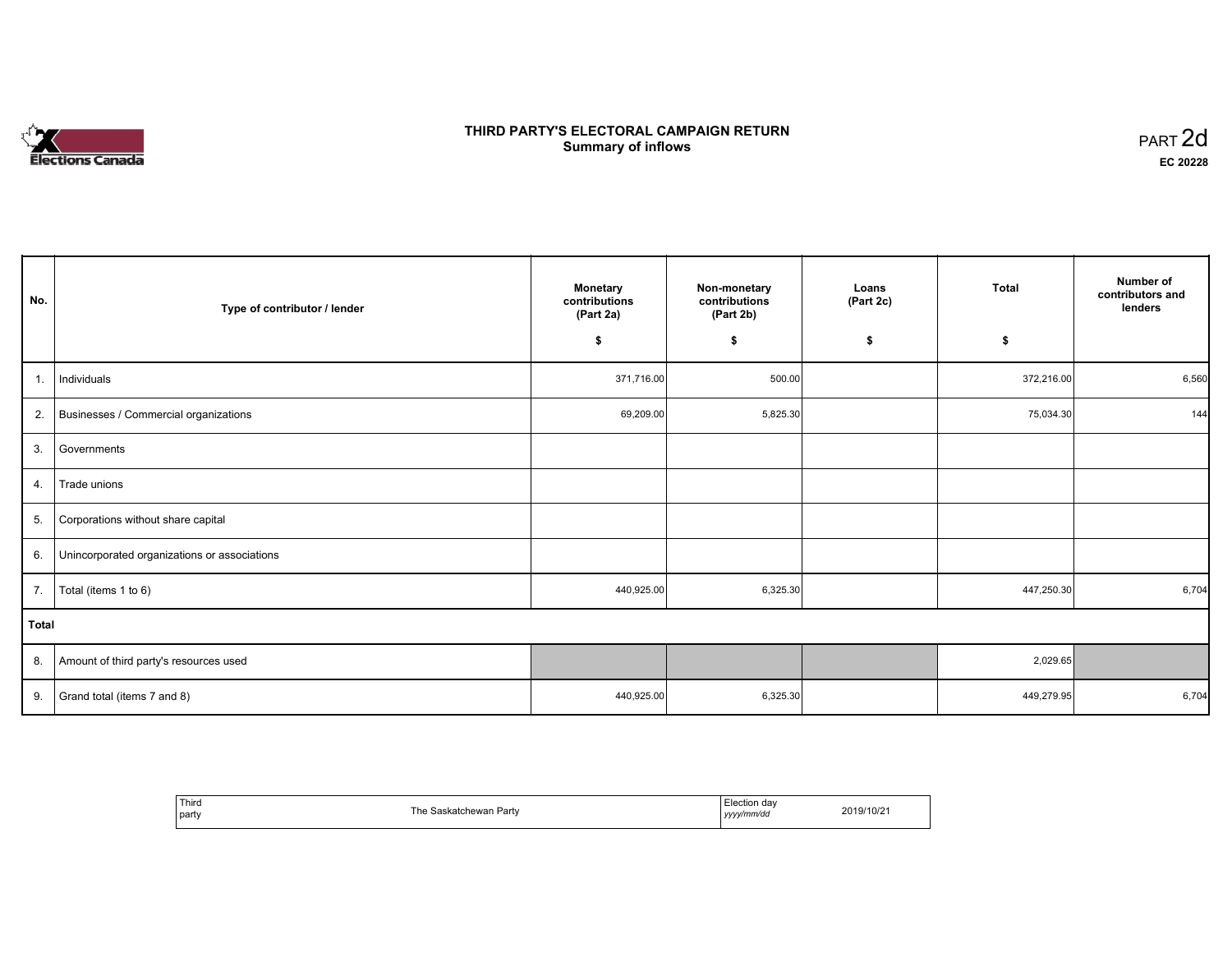# THIRD PARTY'S ELECTORAL CAMPAIGN RETURN
## Summary of inflows

PART 2d

**EC 20228**

| No. | Type of contributor / lender | Monetary contributions (Part 2a) $ | Non-monetary contributions (Part 2b) $ | Loans (Part 2c) $ | Total $ | Number of contributors and lenders |
|---|---|---|---|---|---|---|
| 1. | Individuals | 371,716.00 | 500.00 | | 372,216.00 | 6,560 |
| 2. | Businesses / Commercial organizations | 69,209.00 | 5,825.30 | | 75,034.30 | 144 |
| 3. | Governments | | | | | |
| 4. | Trade unions | | | | | |
| 5. | Corporations without share capital | | | | | |
| 6. | Unincorporated organizations or associations | | | | | |
| 7. | Total (items 1 to 6) | 440,925.00 | 6,325.30 | | 447,250.30 | 6,704 |
| **Total** | | | | | | |
| 8. | Amount of third party's resources used | | | | 2,029.65 | |
| 9. | Grand total (items 7 and 8) | 440,925.00 | 6,325.30 | | 449,279.95 | 6,704 |

| Third party | The Saskatchewan Party | Election day *yyyy/mm/dd* | 2019/10/21 |
|---|---|---|---|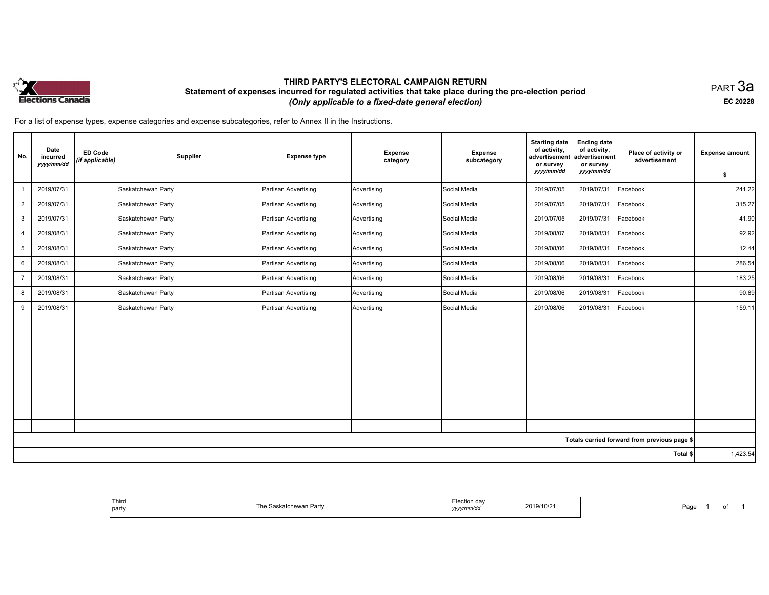# THIRD PARTY'S ELECTORAL CAMPAIGN RETURN

## Statement of expenses incurred for regulated activities that take place during the pre-election period

*(Only applicable to a fixed-date general election)*

PART 3a

EC 20228

For a list of expense types, expense categories and expense subcategories, refer to Annex II in the Instructions.

| No. | Date incurred *yyyy/mm/dd* | ED Code *(if applicable)* | Supplier | Expense type | Expense category | Expense subcategory | Starting date of activity, advertisement or survey *yyyy/mm/dd* | Ending date of activity, advertisement or survey *yyyy/mm/dd* | Place of activity or advertisement | Expense amount $ |
|---|---|---|---|---|---|---|---|---|---|---|
| 1 | 2019/07/31 | | Saskatchewan Party | Partisan Advertising | Advertising | Social Media | 2019/07/05 | 2019/07/31 | Facebook | 241.22 |
| 2 | 2019/07/31 | | Saskatchewan Party | Partisan Advertising | Advertising | Social Media | 2019/07/05 | 2019/07/31 | Facebook | 315.27 |
| 3 | 2019/07/31 | | Saskatchewan Party | Partisan Advertising | Advertising | Social Media | 2019/07/05 | 2019/07/31 | Facebook | 41.90 |
| 4 | 2019/08/31 | | Saskatchewan Party | Partisan Advertising | Advertising | Social Media | 2019/08/07 | 2019/08/31 | Facebook | 92.92 |
| 5 | 2019/08/31 | | Saskatchewan Party | Partisan Advertising | Advertising | Social Media | 2019/08/06 | 2019/08/31 | Facebook | 12.44 |
| 6 | 2019/08/31 | | Saskatchewan Party | Partisan Advertising | Advertising | Social Media | 2019/08/06 | 2019/08/31 | Facebook | 286.54 |
| 7 | 2019/08/31 | | Saskatchewan Party | Partisan Advertising | Advertising | Social Media | 2019/08/06 | 2019/08/31 | Facebook | 183.25 |
| 8 | 2019/08/31 | | Saskatchewan Party | Partisan Advertising | Advertising | Social Media | 2019/08/06 | 2019/08/31 | Facebook | 90.89 |
| 9 | 2019/08/31 | | Saskatchewan Party | Partisan Advertising | Advertising | Social Media | 2019/08/06 | 2019/08/31 | Facebook | 159.11 |
| | | | | | | | | | | |
| | | | | | | | | | | |
| | | | | | | | | | | |
| | | | | | | | | | | |
| | | | | | | | | | | |
| | | | | | | | | | | |
| | | | | | | | | | | |
| | | | | | | | | | | |
| | | | | | | | | | Totals carried forward from previous page $ | |
| | | | | | | | | | Total $ | 1,423.54 |

| Third party | The Saskatchewan Party | Election day *yyyy/mm/dd* | 2019/10/21 |
|---|---|---|---|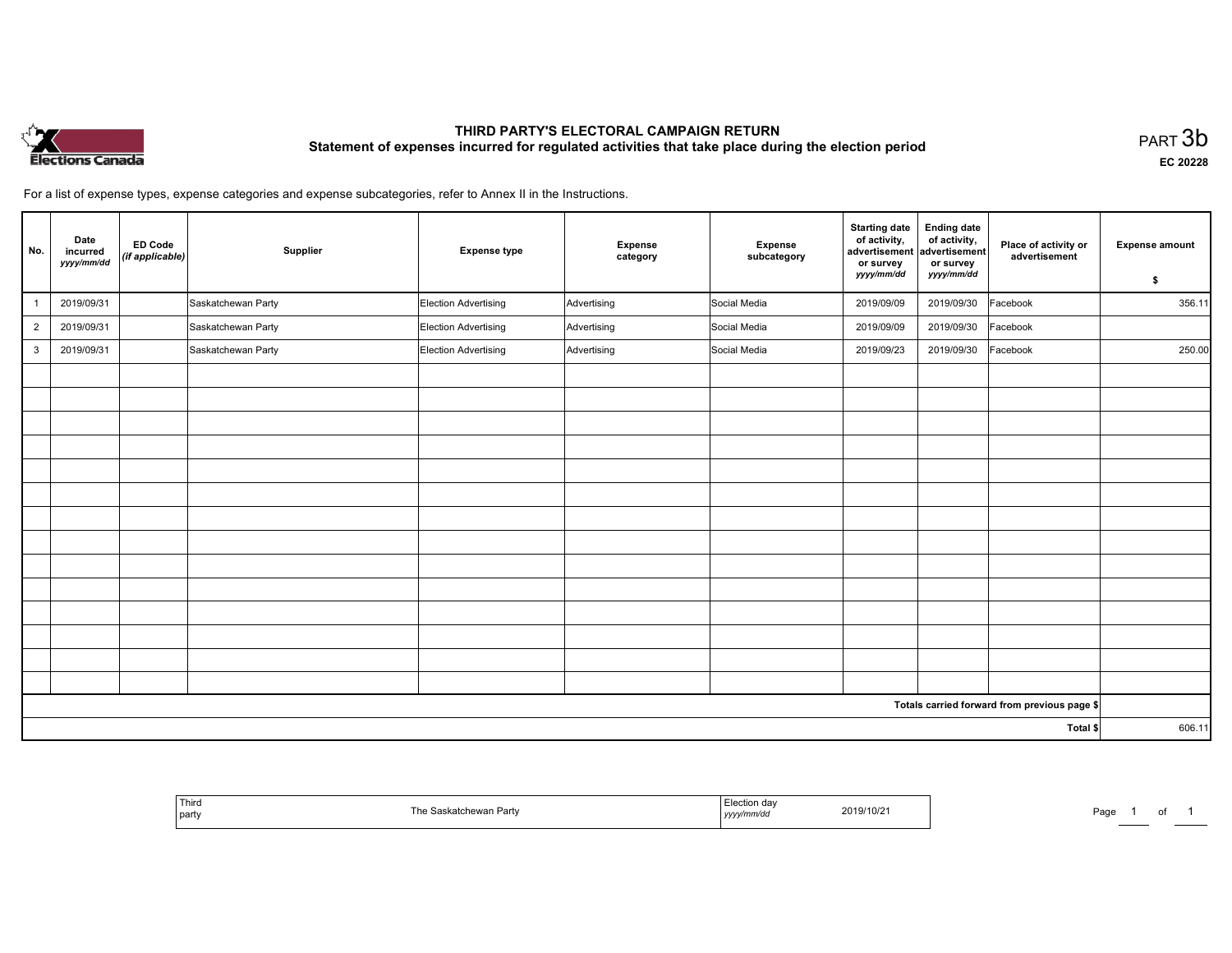Elections Canada

# THIRD PARTY'S ELECTORAL CAMPAIGN RETURN

## Statement of expenses incurred for regulated activities that take place during the election period

PART 3b

EC 20228

For a list of expense types, expense categories and expense subcategories, refer to Annex II in the Instructions.

| No. | Date incurred *yyyy/mm/dd* | ED Code *(if applicable)* | Supplier | Expense type | Expense category | Expense subcategory | Starting date of activity, advertisement or survey *yyyy/mm/dd* | Ending date of activity, advertisement or survey *yyyy/mm/dd* | Place of activity or advertisement | Expense amount $ |
|---|---|---|---|---|---|---|---|---|---|---|
| 1 | 2019/09/31 | | Saskatchewan Party | Election Advertising | Advertising | Social Media | 2019/09/09 | 2019/09/30 | Facebook | 356.11 |
| 2 | 2019/09/31 | | Saskatchewan Party | Election Advertising | Advertising | Social Media | 2019/09/09 | 2019/09/30 | Facebook | |
| 3 | 2019/09/31 | | Saskatchewan Party | Election Advertising | Advertising | Social Media | 2019/09/23 | 2019/09/30 | Facebook | 250.00 |
| | | | | | | | | | | |
| | | | | | | | | | | |
| | | | | | | | | | | |
| | | | | | | | | | | |
| | | | | | | | | | | |
| | | | | | | | | | | |
| | | | | | | | | | | |
| | | | | | | | | | | |
| | | | | | | | | | | |
| | | | | | | | | | | |
| | | | | | | | | | | |
| | | | | | | | | | | |
| | | | | | | | | | | |
| | | | | | | | | | | |
| Totals carried forward from previous page $ | | | | | | | | | | |
| Total $ | | | | | | | | | | 606.11 |

| Third party | The Saskatchewan Party | Election day *yyyy/mm/dd* | 2019/10/21 |
|---|---|---|---|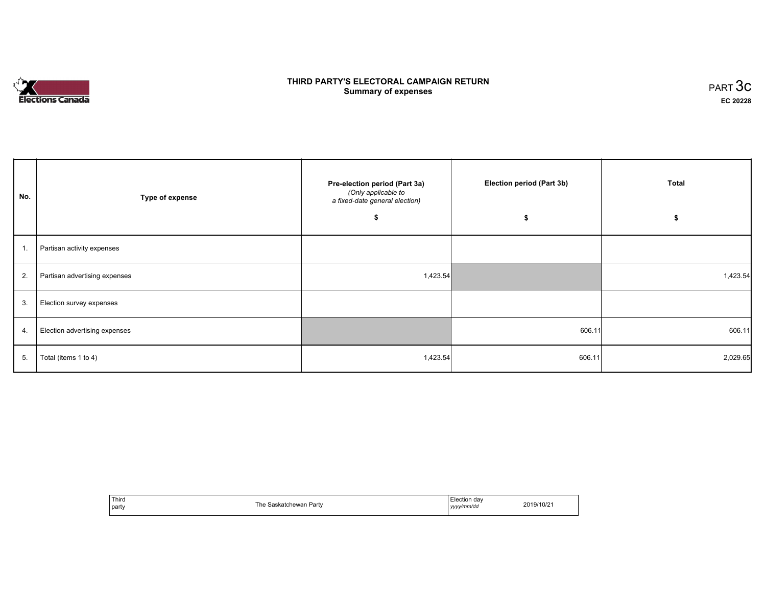# THIRD PARTY'S ELECTORAL CAMPAIGN RETURN
## Summary of expenses

PART 3c

**EC 20228**

| No. | Type of expense | Pre-election period (Part 3a) *(Only applicable to a fixed-date general election)* $ | Election period (Part 3b) $ | Total $ |
|---|---|---|---|---|
| 1. | Partisan activity expenses | | | |
| 2. | Partisan advertising expenses | 1,423.54 | | 1,423.54 |
| 3. | Election survey expenses | | | |
| 4. | Election advertising expenses | | 606.11 | 606.11 |
| 5. | Total (items 1 to 4) | 1,423.54 | 606.11 | 2,029.65 |

| Third party | The Saskatchewan Party | Election day *yyyy/mm/dd* | 2019/10/21 |
|---|---|---|---|